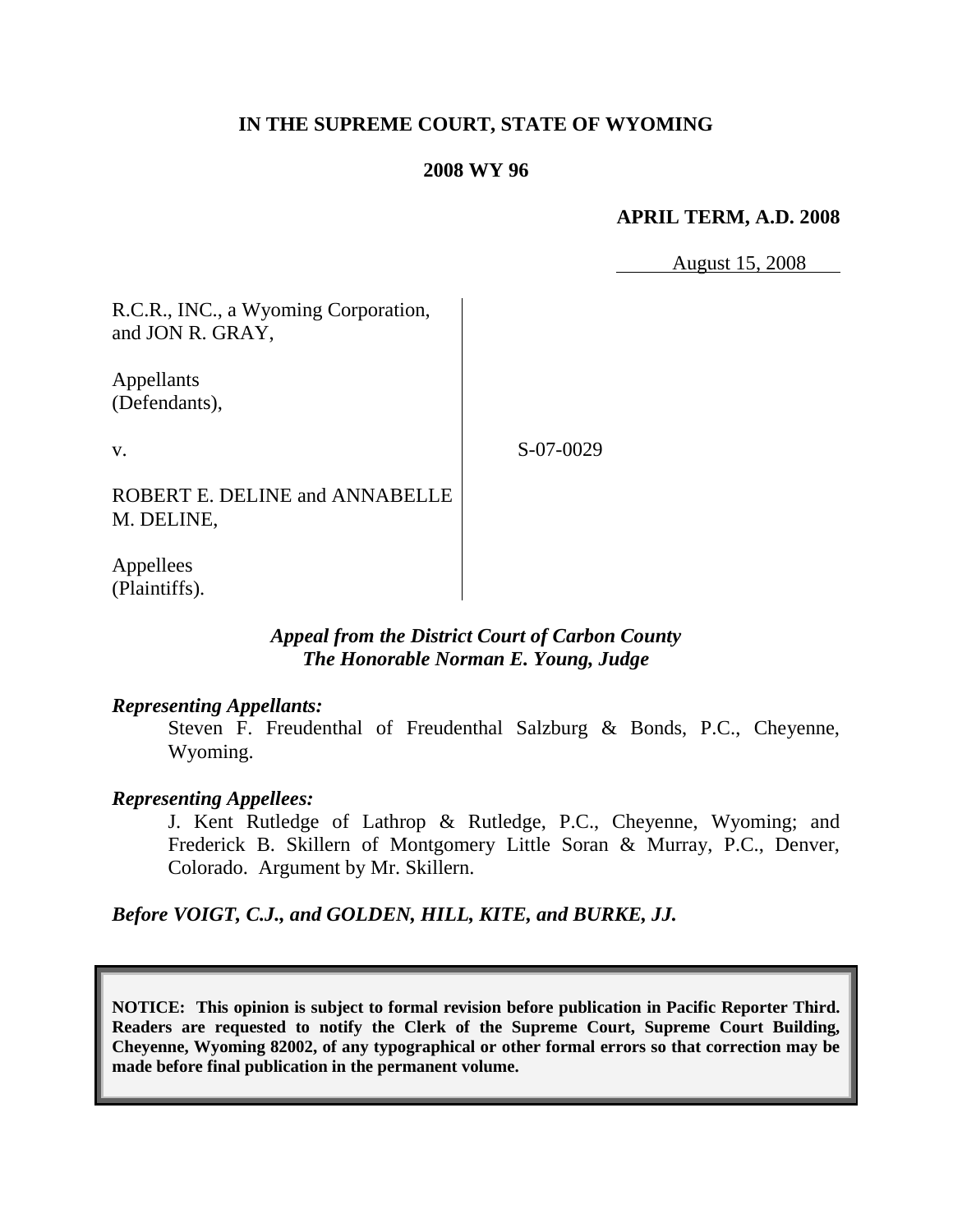**IN THE SUPREME COURT, STATE OF WYOMING**

**2008 WY 96**

**APRIL TERM, A.D. 2008**

August 15, 2008

R.C.R., INC., a Wyoming Corporation, and JON R. GRAY,

Appellants (Defendants),

v.

S-07-0029

ROBERT E. DELINE and ANNABELLE M. DELINE,

Appellees (Plaintiffs).

***Appeal from the District Court of Carbon County***
***The Honorable Norman E. Young, Judge***

***Representing Appellants:***

Steven F. Freudenthal of Freudenthal Salzburg & Bonds, P.C., Cheyenne, Wyoming.

***Representing Appellees:***

J. Kent Rutledge of Lathrop & Rutledge, P.C., Cheyenne, Wyoming; and Frederick B. Skillern of Montgomery Little Soran & Murray, P.C., Denver, Colorado. Argument by Mr. Skillern.

***Before VOIGT, C.J., and GOLDEN, HILL, KITE, and BURKE, JJ.***

**NOTICE: This opinion is subject to formal revision before publication in Pacific Reporter Third. Readers are requested to notify the Clerk of the Supreme Court, Supreme Court Building, Cheyenne, Wyoming 82002, of any typographical or other formal errors so that correction may be made before final publication in the permanent volume.**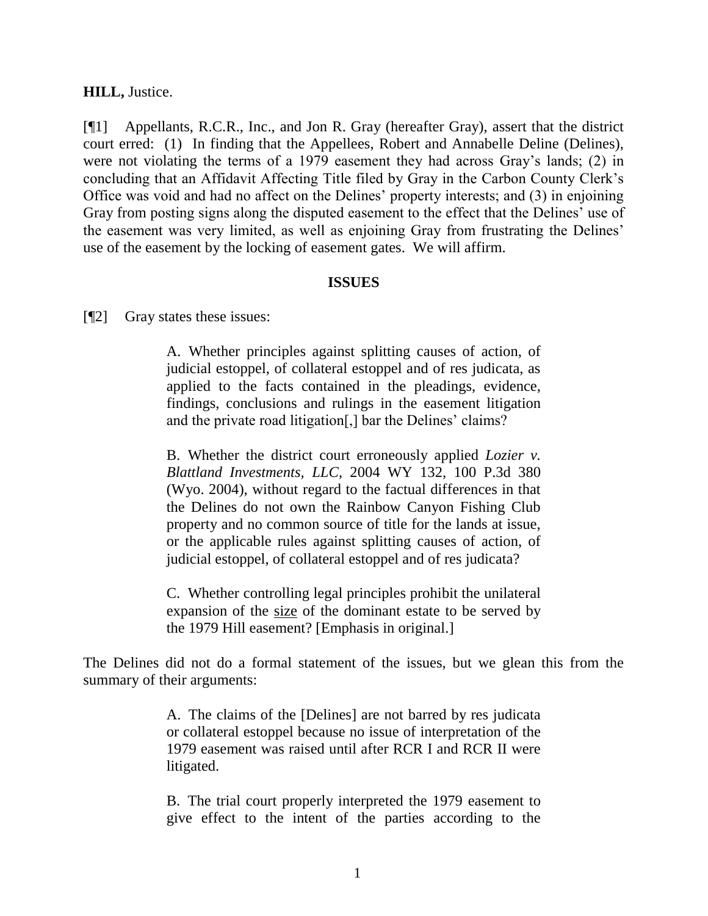**HILL,** Justice.

[¶1] Appellants, R.C.R., Inc., and Jon R. Gray (hereafter Gray), assert that the district court erred: (1) In finding that the Appellees, Robert and Annabelle Deline (Delines), were not violating the terms of a 1979 easement they had across Gray's lands; (2) in concluding that an Affidavit Affecting Title filed by Gray in the Carbon County Clerk's Office was void and had no affect on the Delines' property interests; and (3) in enjoining Gray from posting signs along the disputed easement to the effect that the Delines' use of the easement was very limited, as well as enjoining Gray from frustrating the Delines' use of the easement by the locking of easement gates. We will affirm.

## ISSUES

[¶2] Gray states these issues:

> A. Whether principles against splitting causes of action, of judicial estoppel, of collateral estoppel and of res judicata, as applied to the facts contained in the pleadings, evidence, findings, conclusions and rulings in the easement litigation and the private road litigation[,] bar the Delines' claims?
>
> B. Whether the district court erroneously applied *Lozier v. Blattland Investments, LLC*, 2004 WY 132, 100 P.3d 380 (Wyo. 2004), without regard to the factual differences in that the Delines do not own the Rainbow Canyon Fishing Club property and no common source of title for the lands at issue, or the applicable rules against splitting causes of action, of judicial estoppel, of collateral estoppel and of res judicata?
>
> C. Whether controlling legal principles prohibit the unilateral expansion of the <u>size</u> of the dominant estate to be served by the 1979 Hill easement? [Emphasis in original.]

The Delines did not do a formal statement of the issues, but we glean this from the summary of their arguments:

> A. The claims of the [Delines] are not barred by res judicata or collateral estoppel because no issue of interpretation of the 1979 easement was raised until after RCR I and RCR II were litigated.
>
> B. The trial court properly interpreted the 1979 easement to give effect to the intent of the parties according to the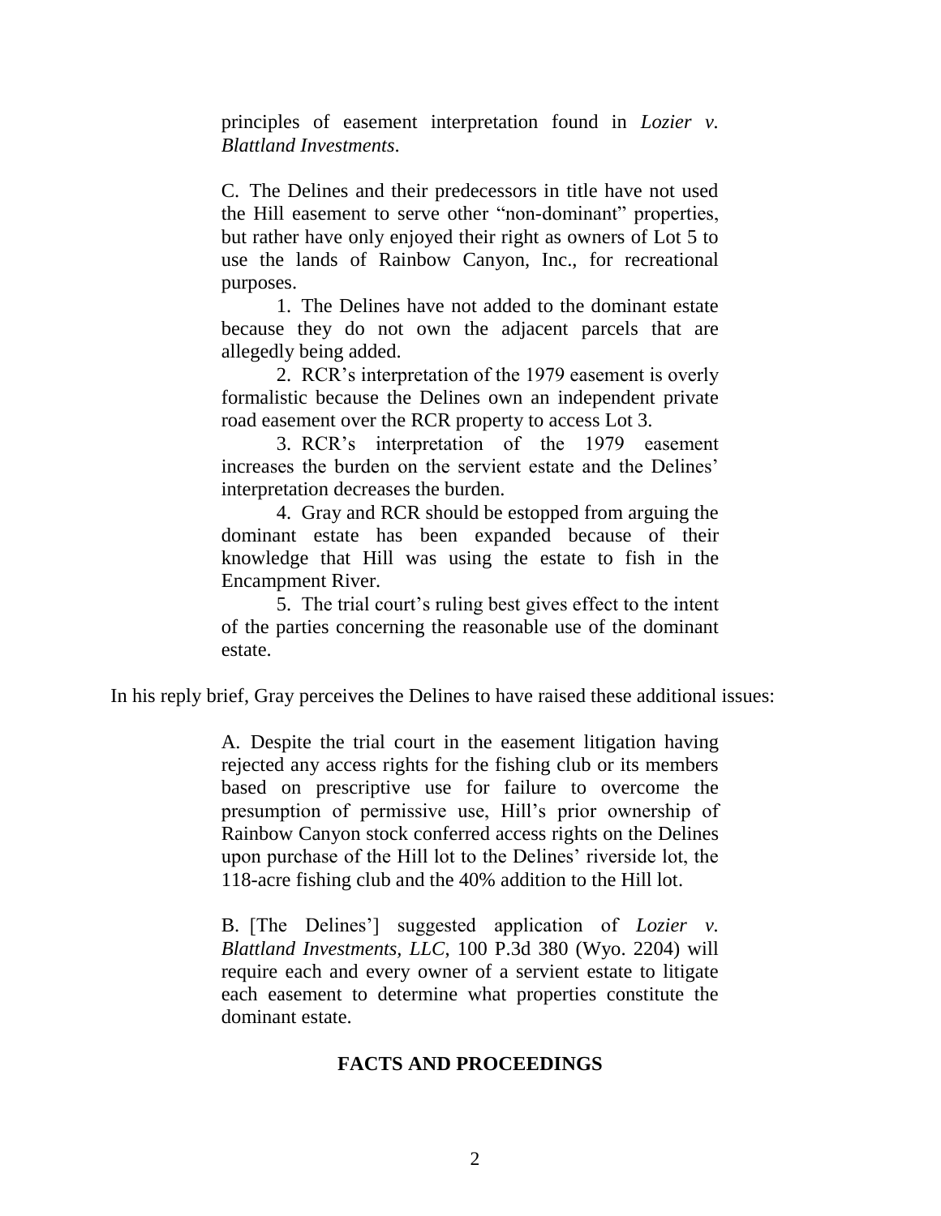principles of easement interpretation found in *Lozier v. Blattland Investments*.

C. The Delines and their predecessors in title have not used the Hill easement to serve other "non-dominant" properties, but rather have only enjoyed their right as owners of Lot 5 to use the lands of Rainbow Canyon, Inc., for recreational purposes.

1. The Delines have not added to the dominant estate because they do not own the adjacent parcels that are allegedly being added.

2. RCR's interpretation of the 1979 easement is overly formalistic because the Delines own an independent private road easement over the RCR property to access Lot 3.

3. RCR's interpretation of the 1979 easement increases the burden on the servient estate and the Delines' interpretation decreases the burden.

4. Gray and RCR should be estopped from arguing the dominant estate has been expanded because of their knowledge that Hill was using the estate to fish in the Encampment River.

5. The trial court's ruling best gives effect to the intent of the parties concerning the reasonable use of the dominant estate.

In his reply brief, Gray perceives the Delines to have raised these additional issues:

A. Despite the trial court in the easement litigation having rejected any access rights for the fishing club or its members based on prescriptive use for failure to overcome the presumption of permissive use, Hill's prior ownership of Rainbow Canyon stock conferred access rights on the Delines upon purchase of the Hill lot to the Delines' riverside lot, the 118-acre fishing club and the 40% addition to the Hill lot.

B. [The Delines'] suggested application of *Lozier v. Blattland Investments, LLC*, 100 P.3d 380 (Wyo. 2204) will require each and every owner of a servient estate to litigate each easement to determine what properties constitute the dominant estate.

## FACTS AND PROCEEDINGS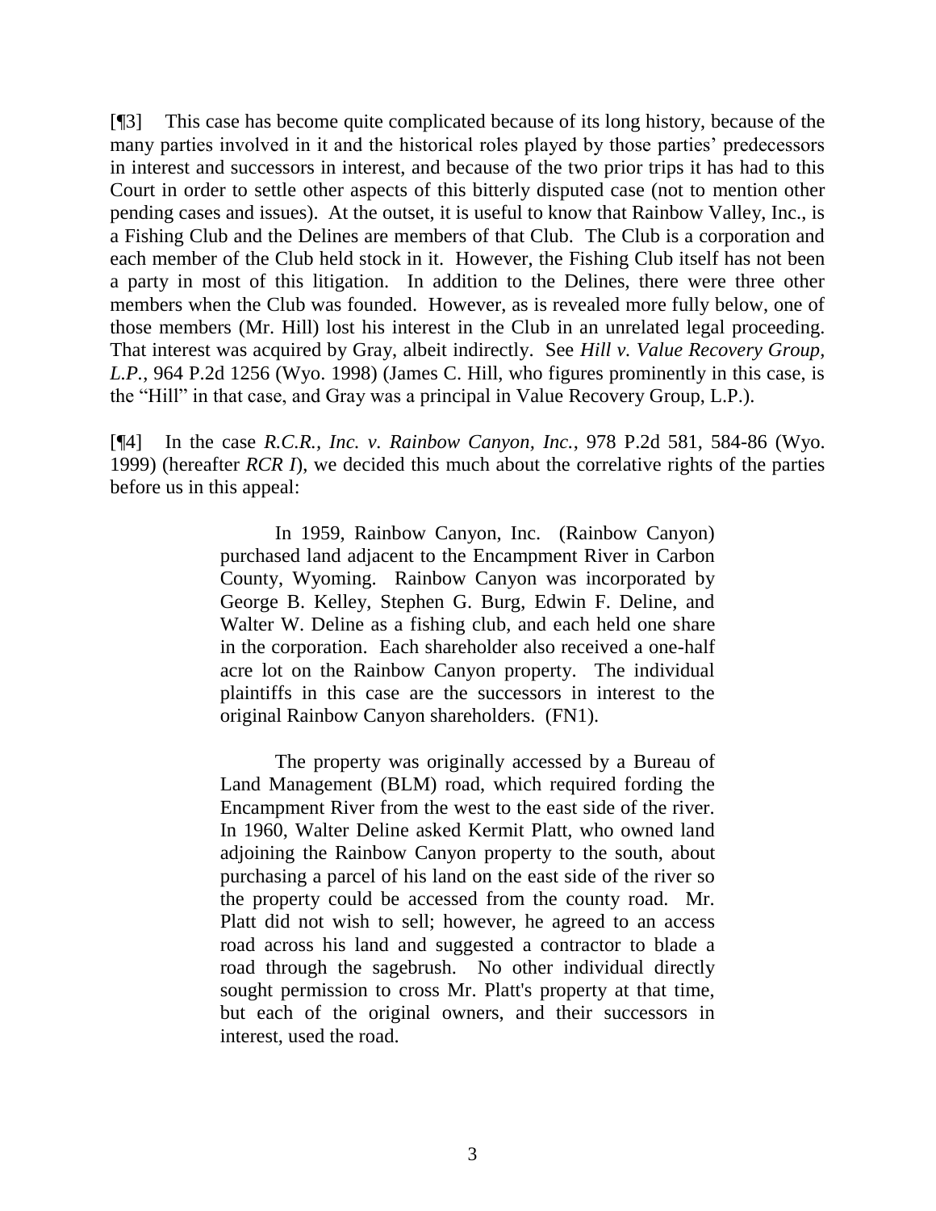[¶3] This case has become quite complicated because of its long history, because of the many parties involved in it and the historical roles played by those parties' predecessors in interest and successors in interest, and because of the two prior trips it has had to this Court in order to settle other aspects of this bitterly disputed case (not to mention other pending cases and issues). At the outset, it is useful to know that Rainbow Valley, Inc., is a Fishing Club and the Delines are members of that Club. The Club is a corporation and each member of the Club held stock in it. However, the Fishing Club itself has not been a party in most of this litigation. In addition to the Delines, there were three other members when the Club was founded. However, as is revealed more fully below, one of those members (Mr. Hill) lost his interest in the Club in an unrelated legal proceeding. That interest was acquired by Gray, albeit indirectly. See *Hill v. Value Recovery Group, L.P.*, 964 P.2d 1256 (Wyo. 1998) (James C. Hill, who figures prominently in this case, is the "Hill" in that case, and Gray was a principal in Value Recovery Group, L.P.).

[¶4] In the case *R.C.R., Inc. v. Rainbow Canyon, Inc.*, 978 P.2d 581, 584-86 (Wyo. 1999) (hereafter *RCR I*), we decided this much about the correlative rights of the parties before us in this appeal:

> In 1959, Rainbow Canyon, Inc. (Rainbow Canyon) purchased land adjacent to the Encampment River in Carbon County, Wyoming. Rainbow Canyon was incorporated by George B. Kelley, Stephen G. Burg, Edwin F. Deline, and Walter W. Deline as a fishing club, and each held one share in the corporation. Each shareholder also received a one-half acre lot on the Rainbow Canyon property. The individual plaintiffs in this case are the successors in interest to the original Rainbow Canyon shareholders. (FN1).
>
> The property was originally accessed by a Bureau of Land Management (BLM) road, which required fording the Encampment River from the west to the east side of the river. In 1960, Walter Deline asked Kermit Platt, who owned land adjoining the Rainbow Canyon property to the south, about purchasing a parcel of his land on the east side of the river so the property could be accessed from the county road. Mr. Platt did not wish to sell; however, he agreed to an access road across his land and suggested a contractor to blade a road through the sagebrush. No other individual directly sought permission to cross Mr. Platt's property at that time, but each of the original owners, and their successors in interest, used the road.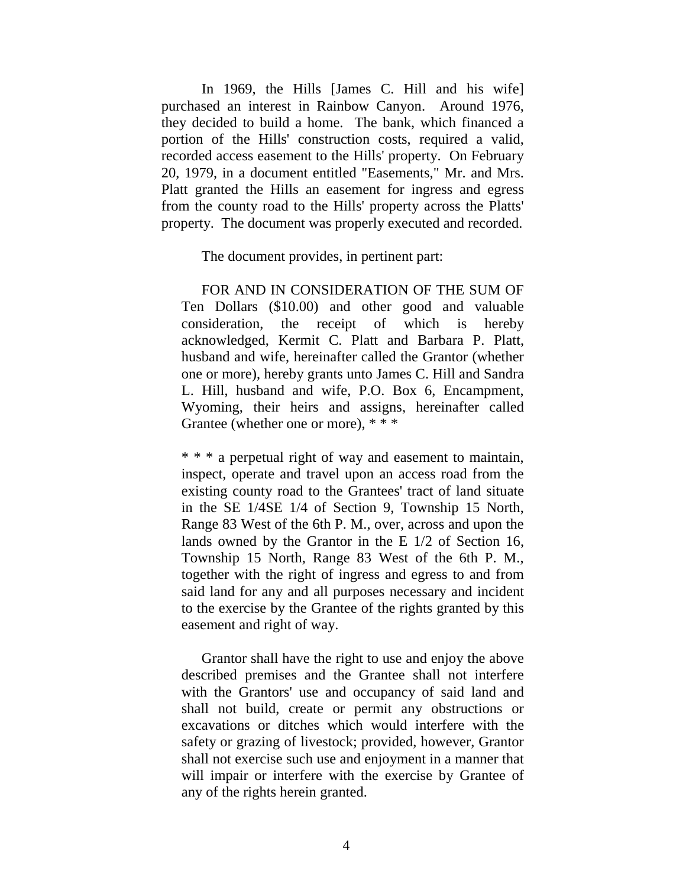In 1969, the Hills [James C. Hill and his wife] purchased an interest in Rainbow Canyon. Around 1976, they decided to build a home. The bank, which financed a portion of the Hills' construction costs, required a valid, recorded access easement to the Hills' property. On February 20, 1979, in a document entitled "Easements," Mr. and Mrs. Platt granted the Hills an easement for ingress and egress from the county road to the Hills' property across the Platts' property. The document was properly executed and recorded.

The document provides, in pertinent part:

> FOR AND IN CONSIDERATION OF THE SUM OF Ten Dollars ($10.00) and other good and valuable consideration, the receipt of which is hereby acknowledged, Kermit C. Platt and Barbara P. Platt, husband and wife, hereinafter called the Grantor (whether one or more), hereby grants unto James C. Hill and Sandra L. Hill, husband and wife, P.O. Box 6, Encampment, Wyoming, their heirs and assigns, hereinafter called Grantee (whether one or more), * * *
>
> * * * a perpetual right of way and easement to maintain, inspect, operate and travel upon an access road from the existing county road to the Grantees' tract of land situate in the SE 1/4SE 1/4 of Section 9, Township 15 North, Range 83 West of the 6th P. M., over, across and upon the lands owned by the Grantor in the E 1/2 of Section 16, Township 15 North, Range 83 West of the 6th P. M., together with the right of ingress and egress to and from said land for any and all purposes necessary and incident to the exercise by the Grantee of the rights granted by this easement and right of way.
>
> Grantor shall have the right to use and enjoy the above described premises and the Grantee shall not interfere with the Grantors' use and occupancy of said land and shall not build, create or permit any obstructions or excavations or ditches which would interfere with the safety or grazing of livestock; provided, however, Grantor shall not exercise such use and enjoyment in a manner that will impair or interfere with the exercise by Grantee of any of the rights herein granted.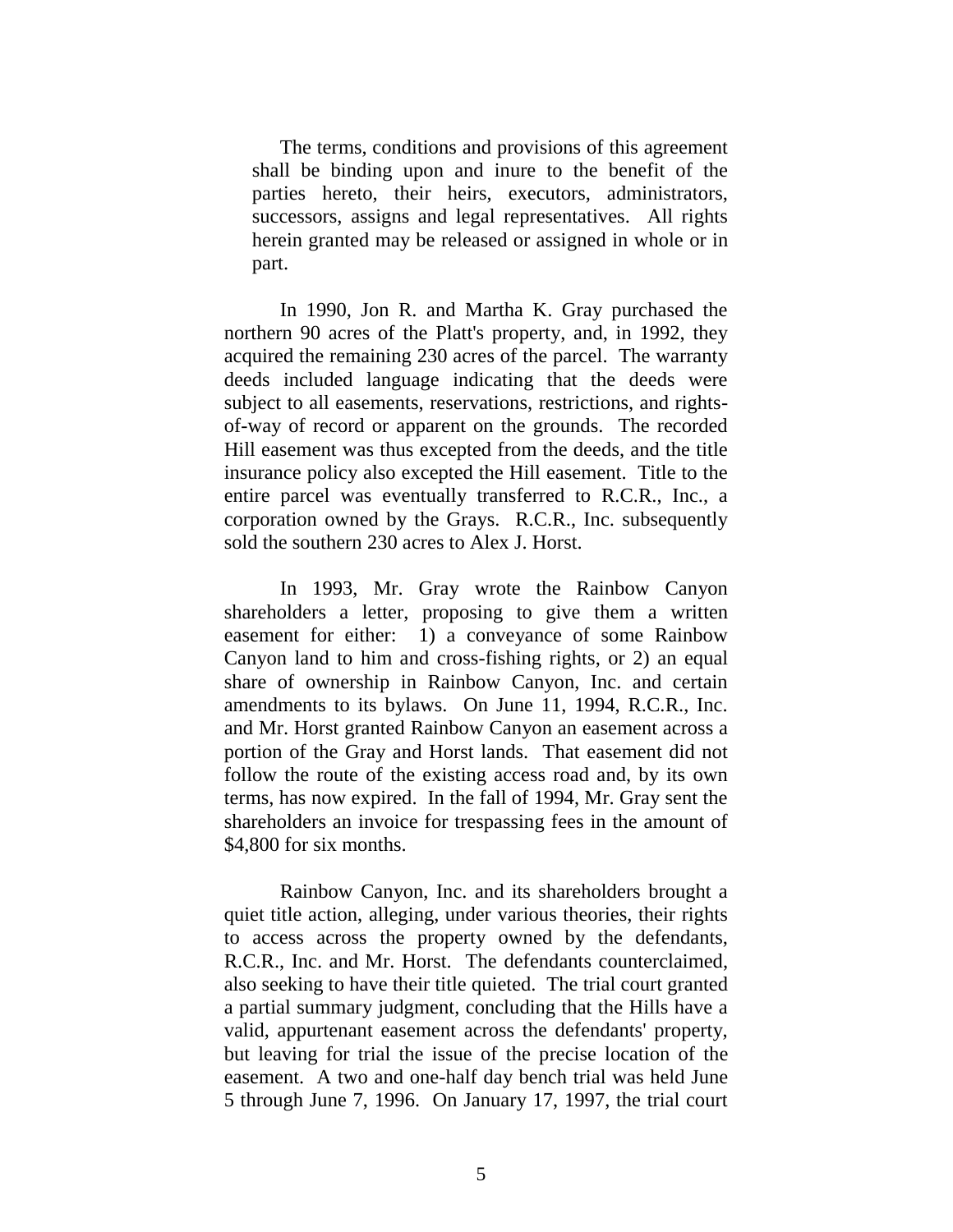> The terms, conditions and provisions of this agreement shall be binding upon and inure to the benefit of the parties hereto, their heirs, executors, administrators, successors, assigns and legal representatives. All rights herein granted may be released or assigned in whole or in part.

In 1990, Jon R. and Martha K. Gray purchased the northern 90 acres of the Platt's property, and, in 1992, they acquired the remaining 230 acres of the parcel. The warranty deeds included language indicating that the deeds were subject to all easements, reservations, restrictions, and rights-of-way of record or apparent on the grounds. The recorded Hill easement was thus excepted from the deeds, and the title insurance policy also excepted the Hill easement. Title to the entire parcel was eventually transferred to R.C.R., Inc., a corporation owned by the Grays. R.C.R., Inc. subsequently sold the southern 230 acres to Alex J. Horst.

In 1993, Mr. Gray wrote the Rainbow Canyon shareholders a letter, proposing to give them a written easement for either: 1) a conveyance of some Rainbow Canyon land to him and cross-fishing rights, or 2) an equal share of ownership in Rainbow Canyon, Inc. and certain amendments to its bylaws. On June 11, 1994, R.C.R., Inc. and Mr. Horst granted Rainbow Canyon an easement across a portion of the Gray and Horst lands. That easement did not follow the route of the existing access road and, by its own terms, has now expired. In the fall of 1994, Mr. Gray sent the shareholders an invoice for trespassing fees in the amount of $4,800 for six months.

Rainbow Canyon, Inc. and its shareholders brought a quiet title action, alleging, under various theories, their rights to access across the property owned by the defendants, R.C.R., Inc. and Mr. Horst. The defendants counterclaimed, also seeking to have their title quieted. The trial court granted a partial summary judgment, concluding that the Hills have a valid, appurtenant easement across the defendants' property, but leaving for trial the issue of the precise location of the easement. A two and one-half day bench trial was held June 5 through June 7, 1996. On January 17, 1997, the trial court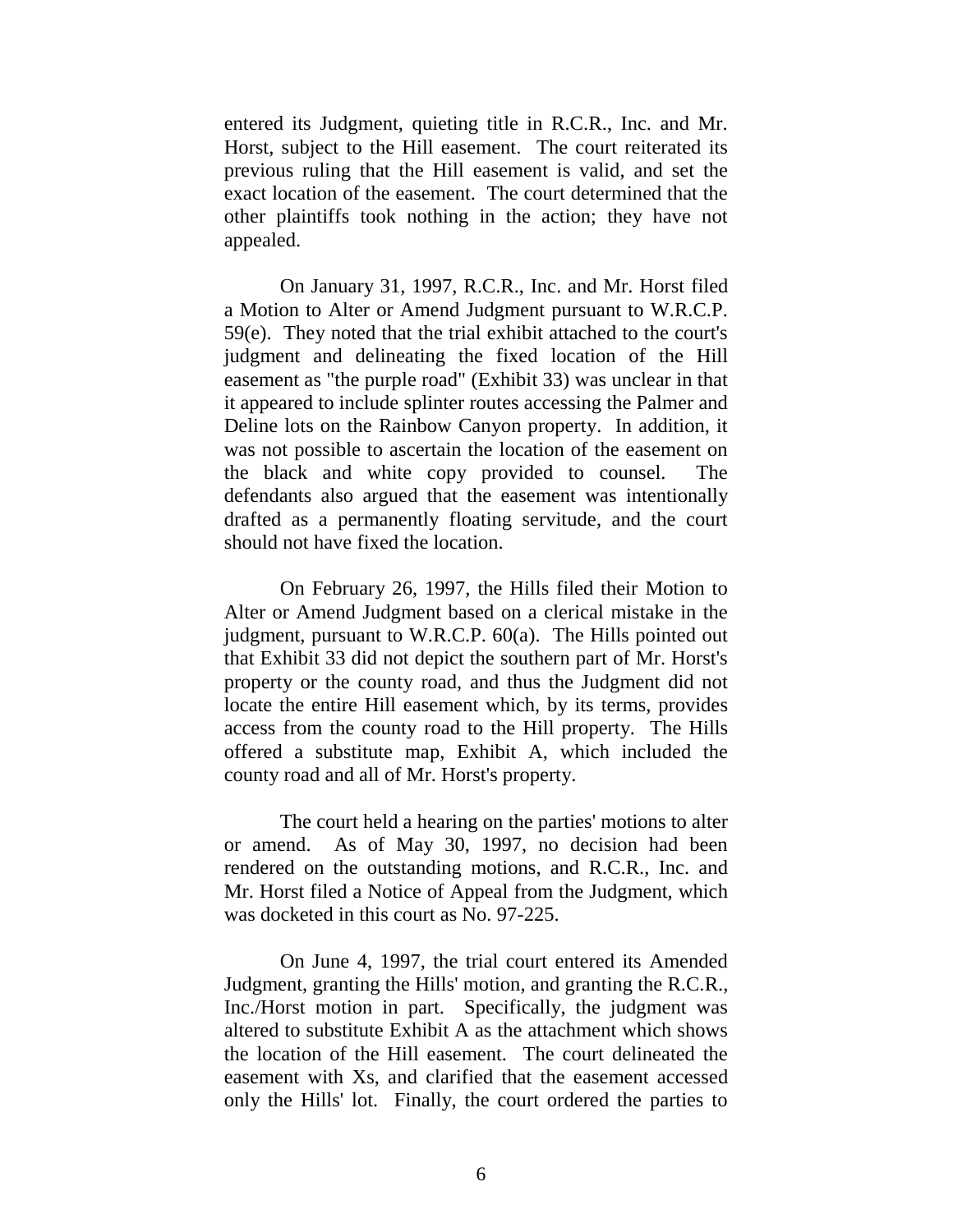entered its Judgment, quieting title in R.C.R., Inc. and Mr. Horst, subject to the Hill easement. The court reiterated its previous ruling that the Hill easement is valid, and set the exact location of the easement. The court determined that the other plaintiffs took nothing in the action; they have not appealed.

On January 31, 1997, R.C.R., Inc. and Mr. Horst filed a Motion to Alter or Amend Judgment pursuant to W.R.C.P. 59(e). They noted that the trial exhibit attached to the court's judgment and delineating the fixed location of the Hill easement as "the purple road" (Exhibit 33) was unclear in that it appeared to include splinter routes accessing the Palmer and Deline lots on the Rainbow Canyon property. In addition, it was not possible to ascertain the location of the easement on the black and white copy provided to counsel. The defendants also argued that the easement was intentionally drafted as a permanently floating servitude, and the court should not have fixed the location.

On February 26, 1997, the Hills filed their Motion to Alter or Amend Judgment based on a clerical mistake in the judgment, pursuant to W.R.C.P. 60(a). The Hills pointed out that Exhibit 33 did not depict the southern part of Mr. Horst's property or the county road, and thus the Judgment did not locate the entire Hill easement which, by its terms, provides access from the county road to the Hill property. The Hills offered a substitute map, Exhibit A, which included the county road and all of Mr. Horst's property.

The court held a hearing on the parties' motions to alter or amend. As of May 30, 1997, no decision had been rendered on the outstanding motions, and R.C.R., Inc. and Mr. Horst filed a Notice of Appeal from the Judgment, which was docketed in this court as No. 97-225.

On June 4, 1997, the trial court entered its Amended Judgment, granting the Hills' motion, and granting the R.C.R., Inc./Horst motion in part. Specifically, the judgment was altered to substitute Exhibit A as the attachment which shows the location of the Hill easement. The court delineated the easement with Xs, and clarified that the easement accessed only the Hills' lot. Finally, the court ordered the parties to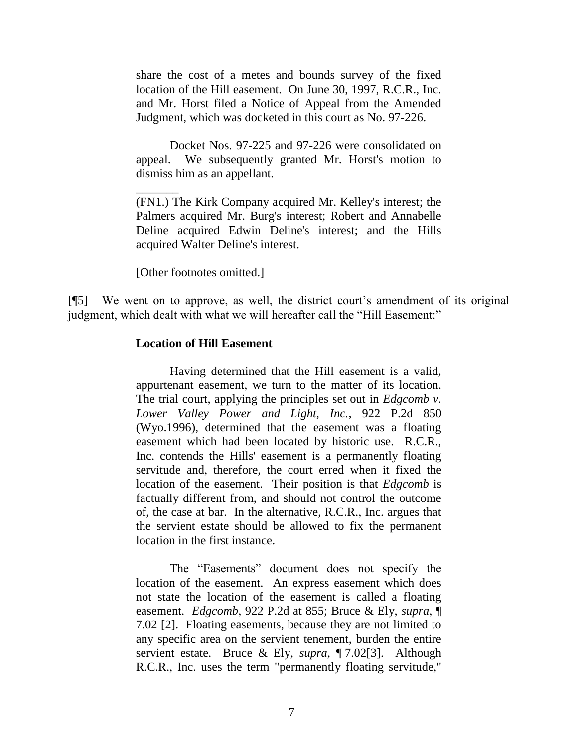> share the cost of a metes and bounds survey of the fixed location of the Hill easement. On June 30, 1997, R.C.R., Inc. and Mr. Horst filed a Notice of Appeal from the Amended Judgment, which was docketed in this court as No. 97-226.
>
> Docket Nos. 97-225 and 97-226 were consolidated on appeal. We subsequently granted Mr. Horst's motion to dismiss him as an appellant.
>
> _______
>
> (FN1.) The Kirk Company acquired Mr. Kelley's interest; the Palmers acquired Mr. Burg's interest; Robert and Annabelle Deline acquired Edwin Deline's interest; and the Hills acquired Walter Deline's interest.
>
> [Other footnotes omitted.]

[¶5] We went on to approve, as well, the district court's amendment of its original judgment, which dealt with what we will hereafter call the "Hill Easement:"

> **Location of Hill Easement**
>
> Having determined that the Hill easement is a valid, appurtenant easement, we turn to the matter of its location. The trial court, applying the principles set out in *Edgcomb v. Lower Valley Power and Light, Inc.*, 922 P.2d 850 (Wyo.1996), determined that the easement was a floating easement which had been located by historic use. R.C.R., Inc. contends the Hills' easement is a permanently floating servitude and, therefore, the court erred when it fixed the location of the easement. Their position is that *Edgcomb* is factually different from, and should not control the outcome of, the case at bar. In the alternative, R.C.R., Inc. argues that the servient estate should be allowed to fix the permanent location in the first instance.
>
> The "Easements" document does not specify the location of the easement. An express easement which does not state the location of the easement is called a floating easement. *Edgcomb*, 922 P.2d at 855; Bruce & Ely, *supra*, ¶ 7.02 [2]. Floating easements, because they are not limited to any specific area on the servient tenement, burden the entire servient estate. Bruce & Ely, *supra*, ¶ 7.02[3]. Although R.C.R., Inc. uses the term "permanently floating servitude,"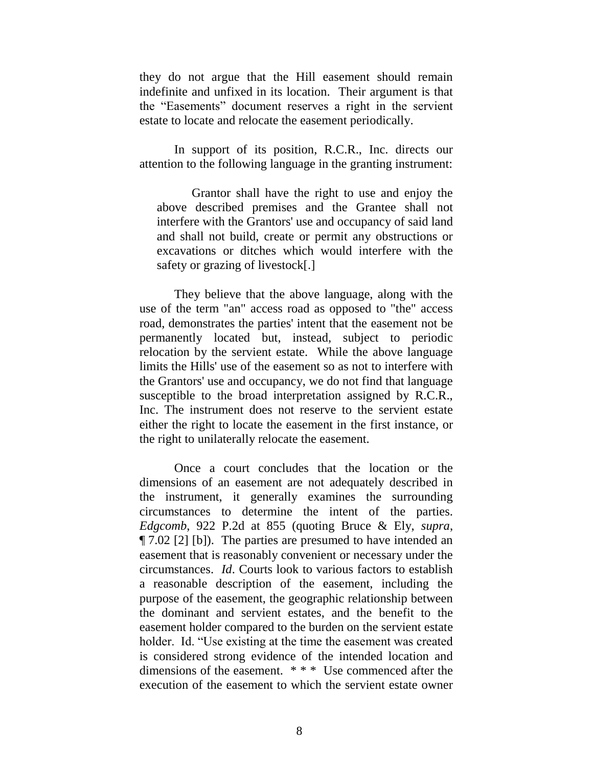they do not argue that the Hill easement should remain indefinite and unfixed in its location. Their argument is that the "Easements" document reserves a right in the servient estate to locate and relocate the easement periodically.

In support of its position, R.C.R., Inc. directs our attention to the following language in the granting instrument:

> Grantor shall have the right to use and enjoy the above described premises and the Grantee shall not interfere with the Grantors' use and occupancy of said land and shall not build, create or permit any obstructions or excavations or ditches which would interfere with the safety or grazing of livestock[.]

They believe that the above language, along with the use of the term "an" access road as opposed to "the" access road, demonstrates the parties' intent that the easement not be permanently located but, instead, subject to periodic relocation by the servient estate. While the above language limits the Hills' use of the easement so as not to interfere with the Grantors' use and occupancy, we do not find that language susceptible to the broad interpretation assigned by R.C.R., Inc. The instrument does not reserve to the servient estate either the right to locate the easement in the first instance, or the right to unilaterally relocate the easement.

Once a court concludes that the location or the dimensions of an easement are not adequately described in the instrument, it generally examines the surrounding circumstances to determine the intent of the parties. *Edgcomb*, 922 P.2d at 855 (quoting Bruce & Ely, *supra*, ¶ 7.02 [2] [b]). The parties are presumed to have intended an easement that is reasonably convenient or necessary under the circumstances. *Id*. Courts look to various factors to establish a reasonable description of the easement, including the purpose of the easement, the geographic relationship between the dominant and servient estates, and the benefit to the easement holder compared to the burden on the servient estate holder. Id. "Use existing at the time the easement was created is considered strong evidence of the intended location and dimensions of the easement. * * * Use commenced after the execution of the easement to which the servient estate owner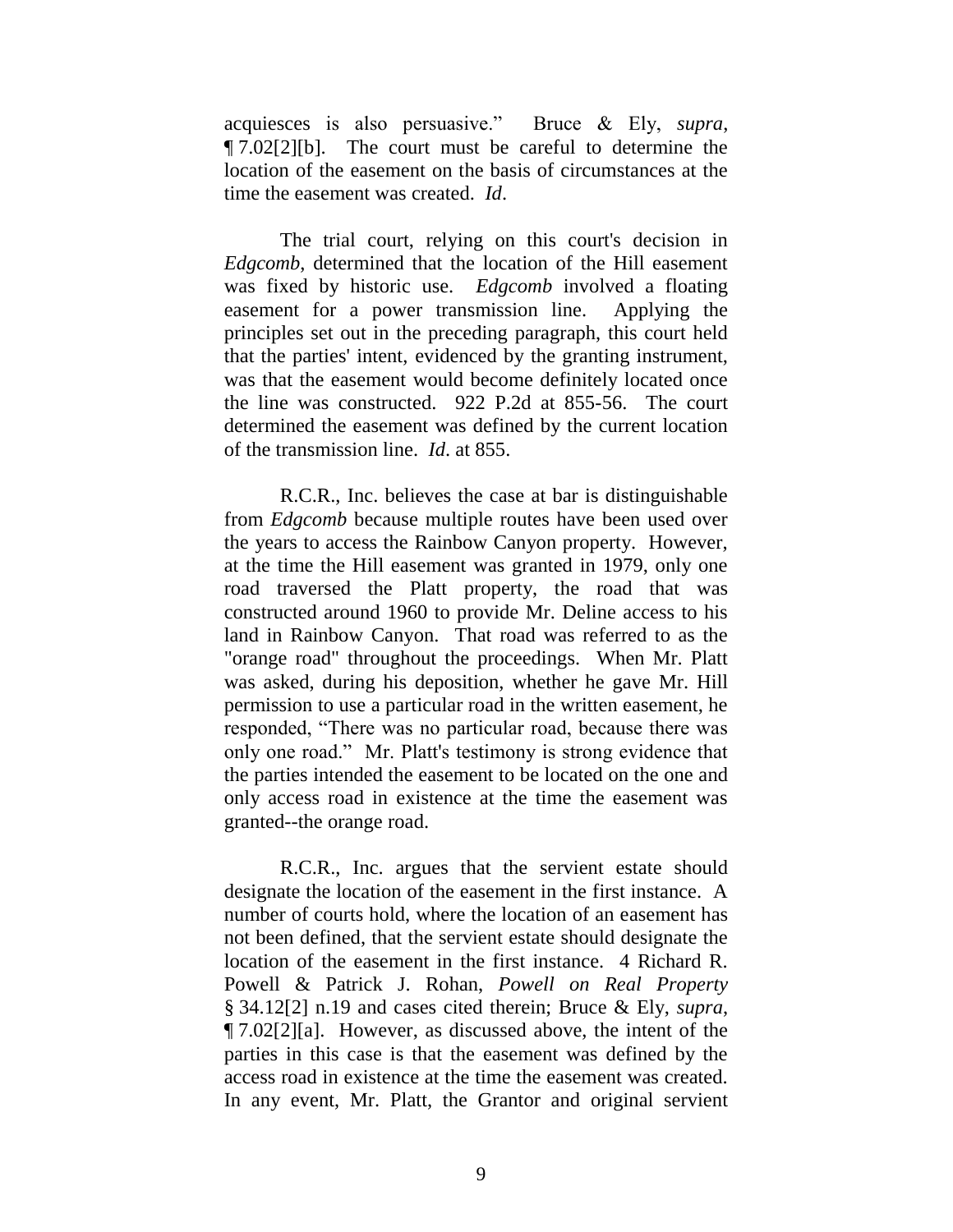acquiesces is also persuasive." Bruce & Ely, *supra*, ¶ 7.02[2][b]. The court must be careful to determine the location of the easement on the basis of circumstances at the time the easement was created. *Id*.

The trial court, relying on this court's decision in *Edgcomb*, determined that the location of the Hill easement was fixed by historic use. *Edgcomb* involved a floating easement for a power transmission line. Applying the principles set out in the preceding paragraph, this court held that the parties' intent, evidenced by the granting instrument, was that the easement would become definitely located once the line was constructed. 922 P.2d at 855-56. The court determined the easement was defined by the current location of the transmission line. *Id*. at 855.

R.C.R., Inc. believes the case at bar is distinguishable from *Edgcomb* because multiple routes have been used over the years to access the Rainbow Canyon property. However, at the time the Hill easement was granted in 1979, only one road traversed the Platt property, the road that was constructed around 1960 to provide Mr. Deline access to his land in Rainbow Canyon. That road was referred to as the "orange road" throughout the proceedings. When Mr. Platt was asked, during his deposition, whether he gave Mr. Hill permission to use a particular road in the written easement, he responded, "There was no particular road, because there was only one road." Mr. Platt's testimony is strong evidence that the parties intended the easement to be located on the one and only access road in existence at the time the easement was granted--the orange road.

R.C.R., Inc. argues that the servient estate should designate the location of the easement in the first instance. A number of courts hold, where the location of an easement has not been defined, that the servient estate should designate the location of the easement in the first instance. 4 Richard R. Powell & Patrick J. Rohan, *Powell on Real Property* § 34.12[2] n.19 and cases cited therein; Bruce & Ely, *supra*, ¶ 7.02[2][a]. However, as discussed above, the intent of the parties in this case is that the easement was defined by the access road in existence at the time the easement was created. In any event, Mr. Platt, the Grantor and original servient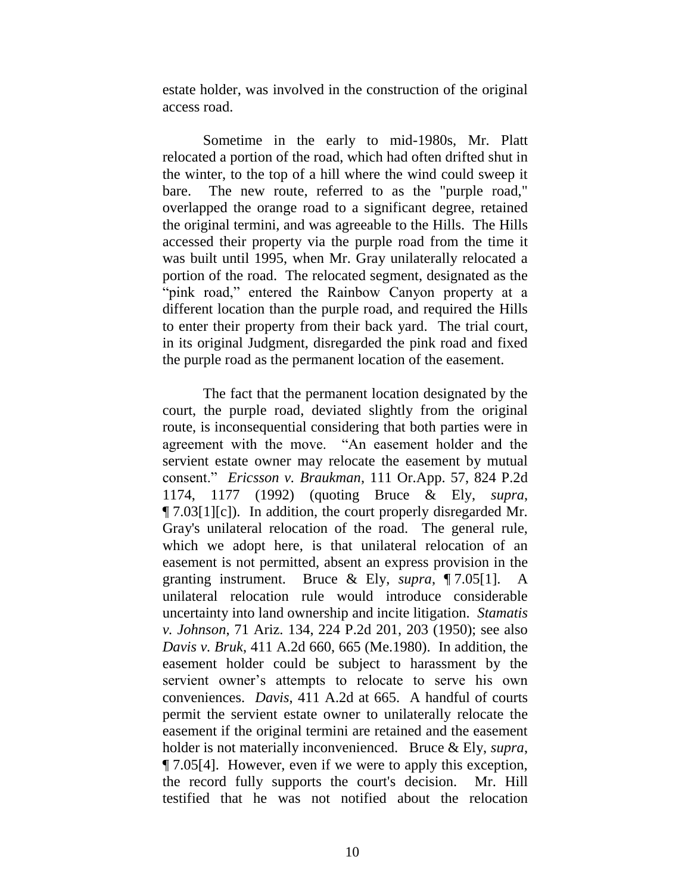estate holder, was involved in the construction of the original access road.

Sometime in the early to mid-1980s, Mr. Platt relocated a portion of the road, which had often drifted shut in the winter, to the top of a hill where the wind could sweep it bare. The new route, referred to as the "purple road," overlapped the orange road to a significant degree, retained the original termini, and was agreeable to the Hills. The Hills accessed their property via the purple road from the time it was built until 1995, when Mr. Gray unilaterally relocated a portion of the road. The relocated segment, designated as the "pink road," entered the Rainbow Canyon property at a different location than the purple road, and required the Hills to enter their property from their back yard. The trial court, in its original Judgment, disregarded the pink road and fixed the purple road as the permanent location of the easement.

The fact that the permanent location designated by the court, the purple road, deviated slightly from the original route, is inconsequential considering that both parties were in agreement with the move. "An easement holder and the servient estate owner may relocate the easement by mutual consent." *Ericsson v. Braukman*, 111 Or.App. 57, 824 P.2d 1174, 1177 (1992) (quoting Bruce & Ely, *supra*, ¶ 7.03[1][c]). In addition, the court properly disregarded Mr. Gray's unilateral relocation of the road. The general rule, which we adopt here, is that unilateral relocation of an easement is not permitted, absent an express provision in the granting instrument. Bruce & Ely, *supra*, ¶ 7.05[1]. A unilateral relocation rule would introduce considerable uncertainty into land ownership and incite litigation. *Stamatis v. Johnson*, 71 Ariz. 134, 224 P.2d 201, 203 (1950); see also *Davis v. Bruk*, 411 A.2d 660, 665 (Me.1980). In addition, the easement holder could be subject to harassment by the servient owner's attempts to relocate to serve his own conveniences. *Davis*, 411 A.2d at 665. A handful of courts permit the servient estate owner to unilaterally relocate the easement if the original termini are retained and the easement holder is not materially inconvenienced. Bruce & Ely, *supra*, ¶ 7.05[4]. However, even if we were to apply this exception, the record fully supports the court's decision. Mr. Hill testified that he was not notified about the relocation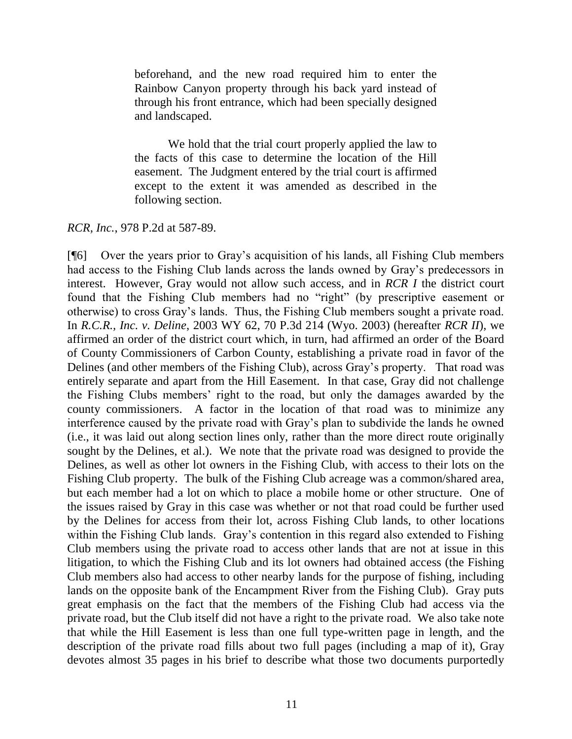> beforehand, and the new road required him to enter the Rainbow Canyon property through his back yard instead of through his front entrance, which had been specially designed and landscaped.
>
> We hold that the trial court properly applied the law to the facts of this case to determine the location of the Hill easement. The Judgment entered by the trial court is affirmed except to the extent it was amended as described in the following section.

*RCR, Inc.*, 978 P.2d at 587-89.

[¶6] Over the years prior to Gray's acquisition of his lands, all Fishing Club members had access to the Fishing Club lands across the lands owned by Gray's predecessors in interest. However, Gray would not allow such access, and in *RCR I* the district court found that the Fishing Club members had no "right" (by prescriptive easement or otherwise) to cross Gray's lands. Thus, the Fishing Club members sought a private road. In *R.C.R., Inc. v. Deline*, 2003 WY 62, 70 P.3d 214 (Wyo. 2003) (hereafter *RCR II*), we affirmed an order of the district court which, in turn, had affirmed an order of the Board of County Commissioners of Carbon County, establishing a private road in favor of the Delines (and other members of the Fishing Club), across Gray's property. That road was entirely separate and apart from the Hill Easement. In that case, Gray did not challenge the Fishing Clubs members' right to the road, but only the damages awarded by the county commissioners. A factor in the location of that road was to minimize any interference caused by the private road with Gray's plan to subdivide the lands he owned (i.e., it was laid out along section lines only, rather than the more direct route originally sought by the Delines, et al.). We note that the private road was designed to provide the Delines, as well as other lot owners in the Fishing Club, with access to their lots on the Fishing Club property. The bulk of the Fishing Club acreage was a common/shared area, but each member had a lot on which to place a mobile home or other structure. One of the issues raised by Gray in this case was whether or not that road could be further used by the Delines for access from their lot, across Fishing Club lands, to other locations within the Fishing Club lands. Gray's contention in this regard also extended to Fishing Club members using the private road to access other lands that are not at issue in this litigation, to which the Fishing Club and its lot owners had obtained access (the Fishing Club members also had access to other nearby lands for the purpose of fishing, including lands on the opposite bank of the Encampment River from the Fishing Club). Gray puts great emphasis on the fact that the members of the Fishing Club had access via the private road, but the Club itself did not have a right to the private road. We also take note that while the Hill Easement is less than one full type-written page in length, and the description of the private road fills about two full pages (including a map of it), Gray devotes almost 35 pages in his brief to describe what those two documents purportedly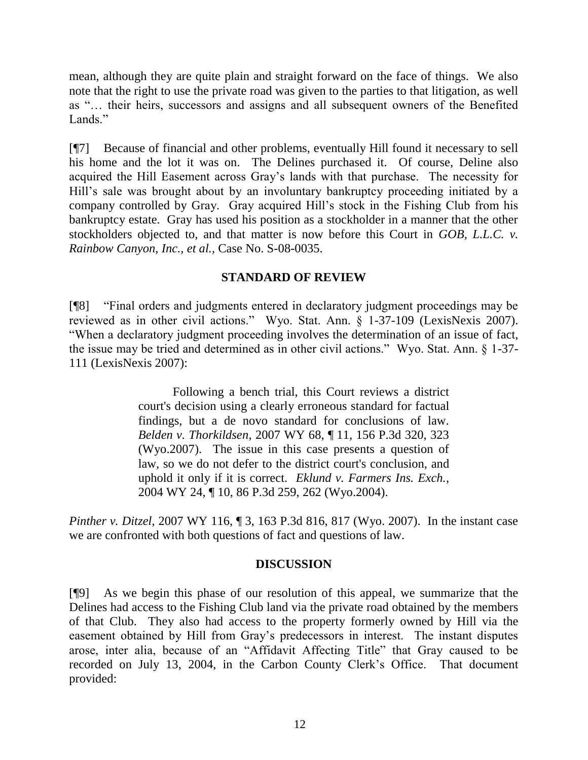mean, although they are quite plain and straight forward on the face of things. We also note that the right to use the private road was given to the parties to that litigation, as well as "… their heirs, successors and assigns and all subsequent owners of the Benefited Lands."

[¶7] Because of financial and other problems, eventually Hill found it necessary to sell his home and the lot it was on. The Delines purchased it. Of course, Deline also acquired the Hill Easement across Gray's lands with that purchase. The necessity for Hill's sale was brought about by an involuntary bankruptcy proceeding initiated by a company controlled by Gray. Gray acquired Hill's stock in the Fishing Club from his bankruptcy estate. Gray has used his position as a stockholder in a manner that the other stockholders objected to, and that matter is now before this Court in *GOB, L.L.C. v. Rainbow Canyon, Inc., et al.*, Case No. S-08-0035.

## STANDARD OF REVIEW

[¶8] "Final orders and judgments entered in declaratory judgment proceedings may be reviewed as in other civil actions." Wyo. Stat. Ann. § 1-37-109 (LexisNexis 2007). "When a declaratory judgment proceeding involves the determination of an issue of fact, the issue may be tried and determined as in other civil actions." Wyo. Stat. Ann. § 1-37-111 (LexisNexis 2007):

> Following a bench trial, this Court reviews a district court's decision using a clearly erroneous standard for factual findings, but a de novo standard for conclusions of law. *Belden v. Thorkildsen*, 2007 WY 68, ¶ 11, 156 P.3d 320, 323 (Wyo.2007). The issue in this case presents a question of law, so we do not defer to the district court's conclusion, and uphold it only if it is correct. *Eklund v. Farmers Ins. Exch.*, 2004 WY 24, ¶ 10, 86 P.3d 259, 262 (Wyo.2004).

*Pinther v. Ditzel*, 2007 WY 116, ¶ 3, 163 P.3d 816, 817 (Wyo. 2007). In the instant case we are confronted with both questions of fact and questions of law.

## DISCUSSION

[¶9] As we begin this phase of our resolution of this appeal, we summarize that the Delines had access to the Fishing Club land via the private road obtained by the members of that Club. They also had access to the property formerly owned by Hill via the easement obtained by Hill from Gray's predecessors in interest. The instant disputes arose, inter alia, because of an "Affidavit Affecting Title" that Gray caused to be recorded on July 13, 2004, in the Carbon County Clerk's Office. That document provided: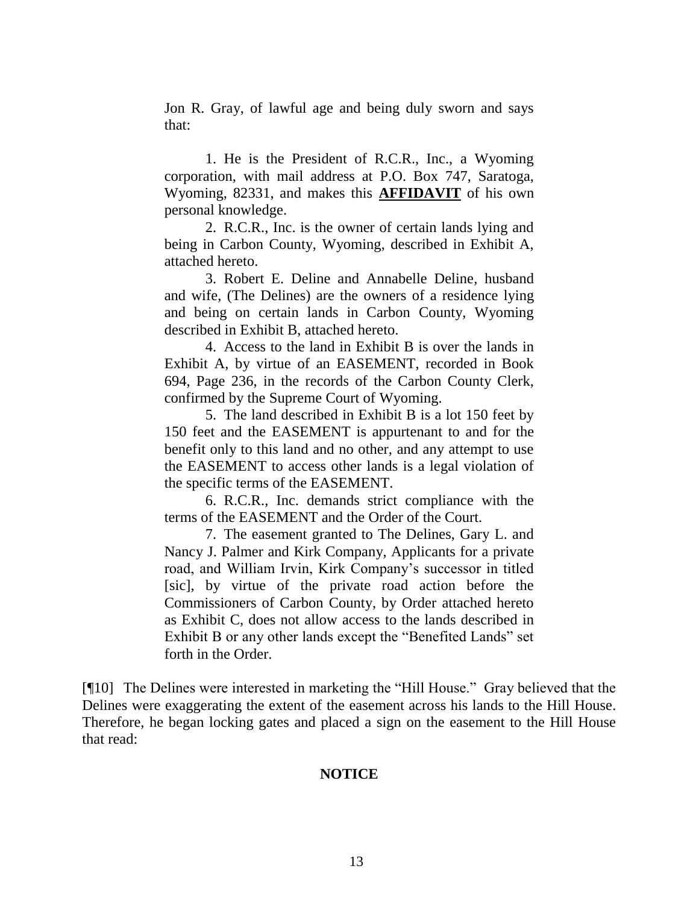> Jon R. Gray, of lawful age and being duly sworn and says that:
>
> 1. He is the President of R.C.R., Inc., a Wyoming corporation, with mail address at P.O. Box 747, Saratoga, Wyoming, 82331, and makes this **AFFIDAVIT** of his own personal knowledge.
>
> 2. R.C.R., Inc. is the owner of certain lands lying and being in Carbon County, Wyoming, described in Exhibit A, attached hereto.
>
> 3. Robert E. Deline and Annabelle Deline, husband and wife, (The Delines) are the owners of a residence lying and being on certain lands in Carbon County, Wyoming described in Exhibit B, attached hereto.
>
> 4. Access to the land in Exhibit B is over the lands in Exhibit A, by virtue of an EASEMENT, recorded in Book 694, Page 236, in the records of the Carbon County Clerk, confirmed by the Supreme Court of Wyoming.
>
> 5. The land described in Exhibit B is a lot 150 feet by 150 feet and the EASEMENT is appurtenant to and for the benefit only to this land and no other, and any attempt to use the EASEMENT to access other lands is a legal violation of the specific terms of the EASEMENT.
>
> 6. R.C.R., Inc. demands strict compliance with the terms of the EASEMENT and the Order of the Court.
>
> 7. The easement granted to The Delines, Gary L. and Nancy J. Palmer and Kirk Company, Applicants for a private road, and William Irvin, Kirk Company's successor in titled [sic], by virtue of the private road action before the Commissioners of Carbon County, by Order attached hereto as Exhibit C, does not allow access to the lands described in Exhibit B or any other lands except the "Benefited Lands" set forth in the Order.

[¶10] The Delines were interested in marketing the "Hill House." Gray believed that the Delines were exaggerating the extent of the easement across his lands to the Hill House. Therefore, he began locking gates and placed a sign on the easement to the Hill House that read:

**NOTICE**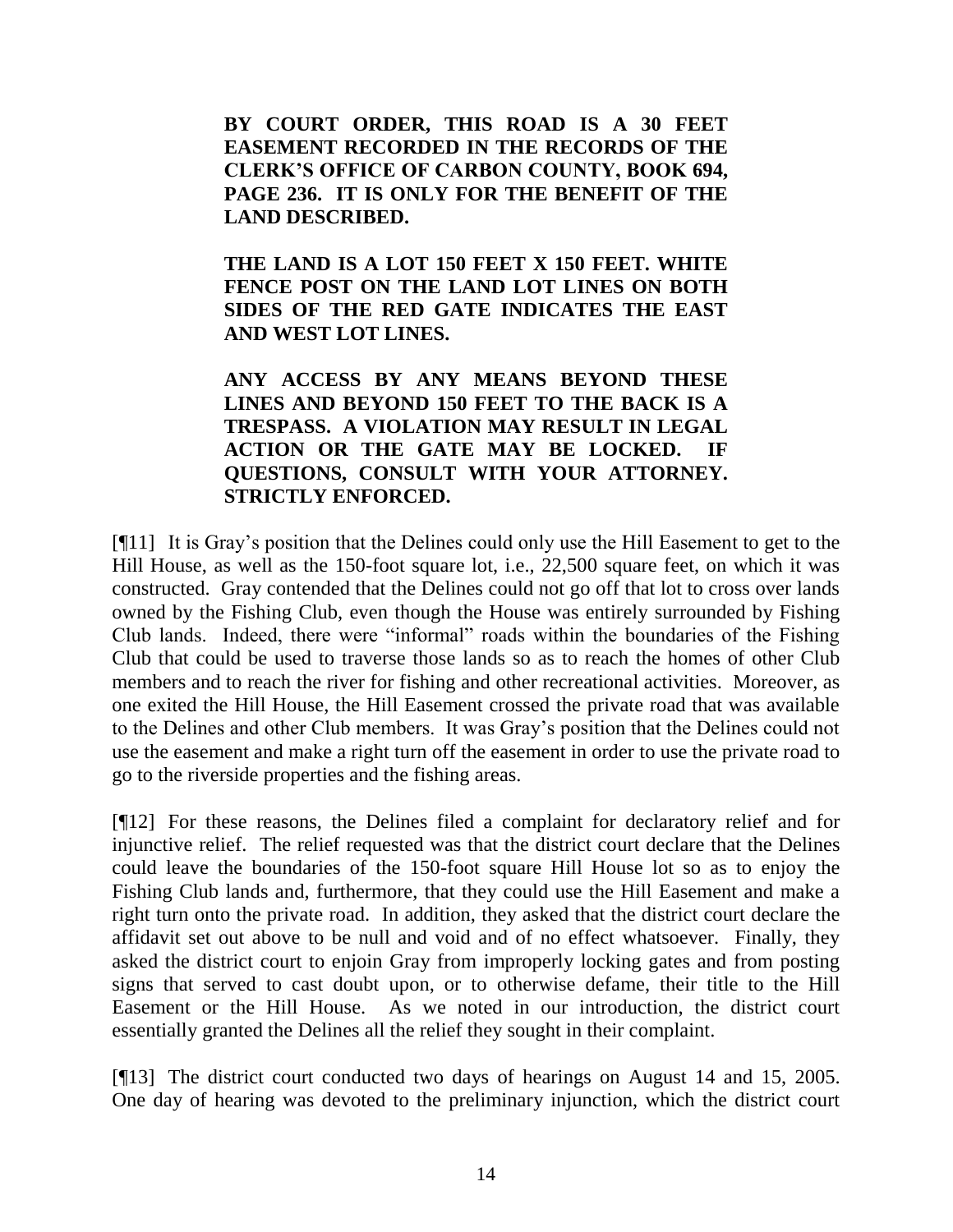> **BY COURT ORDER, THIS ROAD IS A 30 FEET EASEMENT RECORDED IN THE RECORDS OF THE CLERK'S OFFICE OF CARBON COUNTY, BOOK 694, PAGE 236. IT IS ONLY FOR THE BENEFIT OF THE LAND DESCRIBED.**
>
> **THE LAND IS A LOT 150 FEET X 150 FEET. WHITE FENCE POST ON THE LAND LOT LINES ON BOTH SIDES OF THE RED GATE INDICATES THE EAST AND WEST LOT LINES.**
>
> **ANY ACCESS BY ANY MEANS BEYOND THESE LINES AND BEYOND 150 FEET TO THE BACK IS A TRESPASS. A VIOLATION MAY RESULT IN LEGAL ACTION OR THE GATE MAY BE LOCKED. IF QUESTIONS, CONSULT WITH YOUR ATTORNEY. STRICTLY ENFORCED.**

[¶11] It is Gray's position that the Delines could only use the Hill Easement to get to the Hill House, as well as the 150-foot square lot, i.e., 22,500 square feet, on which it was constructed. Gray contended that the Delines could not go off that lot to cross over lands owned by the Fishing Club, even though the House was entirely surrounded by Fishing Club lands. Indeed, there were "informal" roads within the boundaries of the Fishing Club that could be used to traverse those lands so as to reach the homes of other Club members and to reach the river for fishing and other recreational activities. Moreover, as one exited the Hill House, the Hill Easement crossed the private road that was available to the Delines and other Club members. It was Gray's position that the Delines could not use the easement and make a right turn off the easement in order to use the private road to go to the riverside properties and the fishing areas.

[¶12] For these reasons, the Delines filed a complaint for declaratory relief and for injunctive relief. The relief requested was that the district court declare that the Delines could leave the boundaries of the 150-foot square Hill House lot so as to enjoy the Fishing Club lands and, furthermore, that they could use the Hill Easement and make a right turn onto the private road. In addition, they asked that the district court declare the affidavit set out above to be null and void and of no effect whatsoever. Finally, they asked the district court to enjoin Gray from improperly locking gates and from posting signs that served to cast doubt upon, or to otherwise defame, their title to the Hill Easement or the Hill House. As we noted in our introduction, the district court essentially granted the Delines all the relief they sought in their complaint.

[¶13] The district court conducted two days of hearings on August 14 and 15, 2005. One day of hearing was devoted to the preliminary injunction, which the district court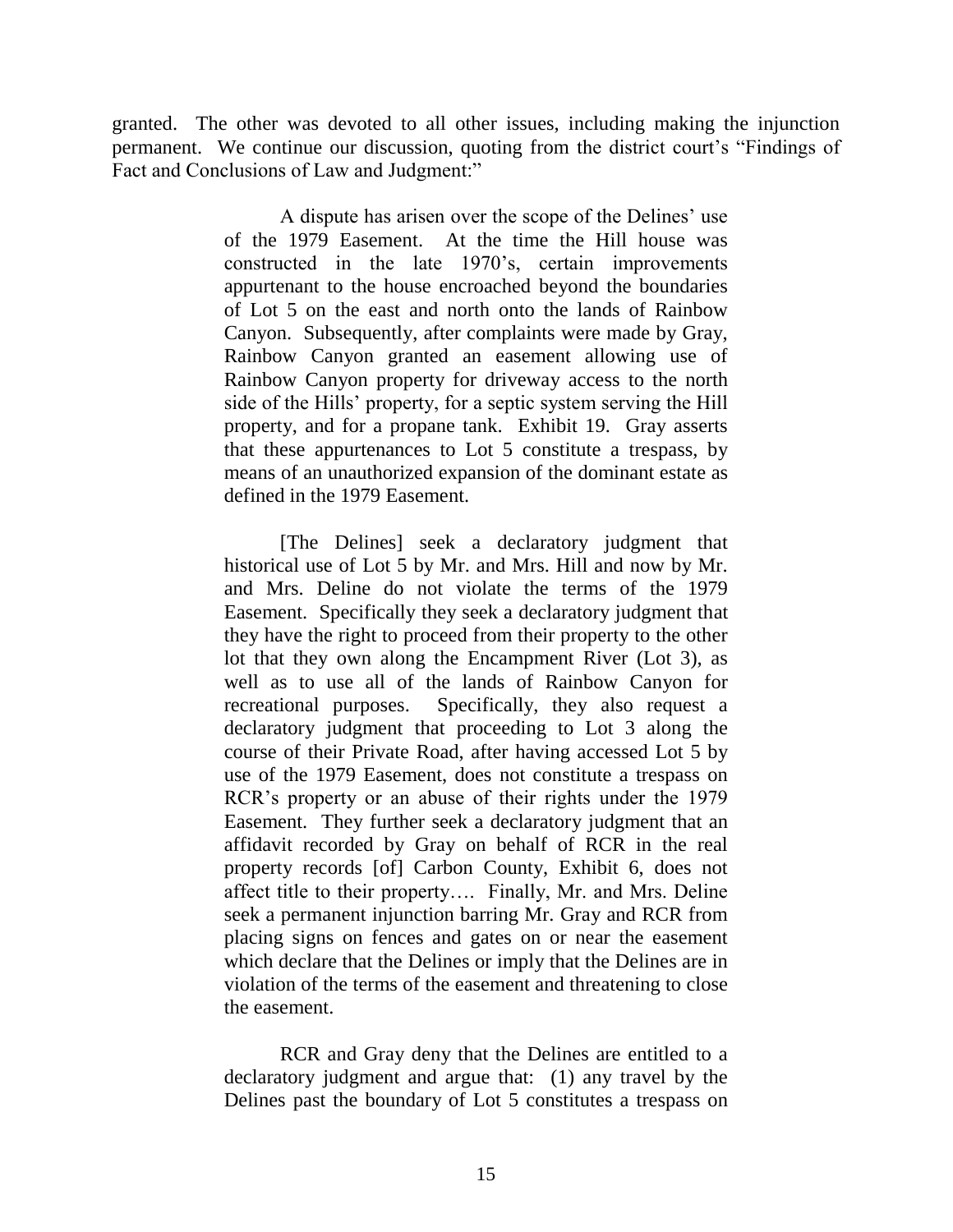granted. The other was devoted to all other issues, including making the injunction permanent. We continue our discussion, quoting from the district court's "Findings of Fact and Conclusions of Law and Judgment:"

> A dispute has arisen over the scope of the Delines' use of the 1979 Easement. At the time the Hill house was constructed in the late 1970's, certain improvements appurtenant to the house encroached beyond the boundaries of Lot 5 on the east and north onto the lands of Rainbow Canyon. Subsequently, after complaints were made by Gray, Rainbow Canyon granted an easement allowing use of Rainbow Canyon property for driveway access to the north side of the Hills' property, for a septic system serving the Hill property, and for a propane tank. Exhibit 19. Gray asserts that these appurtenances to Lot 5 constitute a trespass, by means of an unauthorized expansion of the dominant estate as defined in the 1979 Easement.
>
> [The Delines] seek a declaratory judgment that historical use of Lot 5 by Mr. and Mrs. Hill and now by Mr. and Mrs. Deline do not violate the terms of the 1979 Easement. Specifically they seek a declaratory judgment that they have the right to proceed from their property to the other lot that they own along the Encampment River (Lot 3), as well as to use all of the lands of Rainbow Canyon for recreational purposes. Specifically, they also request a declaratory judgment that proceeding to Lot 3 along the course of their Private Road, after having accessed Lot 5 by use of the 1979 Easement, does not constitute a trespass on RCR's property or an abuse of their rights under the 1979 Easement. They further seek a declaratory judgment that an affidavit recorded by Gray on behalf of RCR in the real property records [of] Carbon County, Exhibit 6, does not affect title to their property…. Finally, Mr. and Mrs. Deline seek a permanent injunction barring Mr. Gray and RCR from placing signs on fences and gates on or near the easement which declare that the Delines or imply that the Delines are in violation of the terms of the easement and threatening to close the easement.
>
> RCR and Gray deny that the Delines are entitled to a declaratory judgment and argue that: (1) any travel by the Delines past the boundary of Lot 5 constitutes a trespass on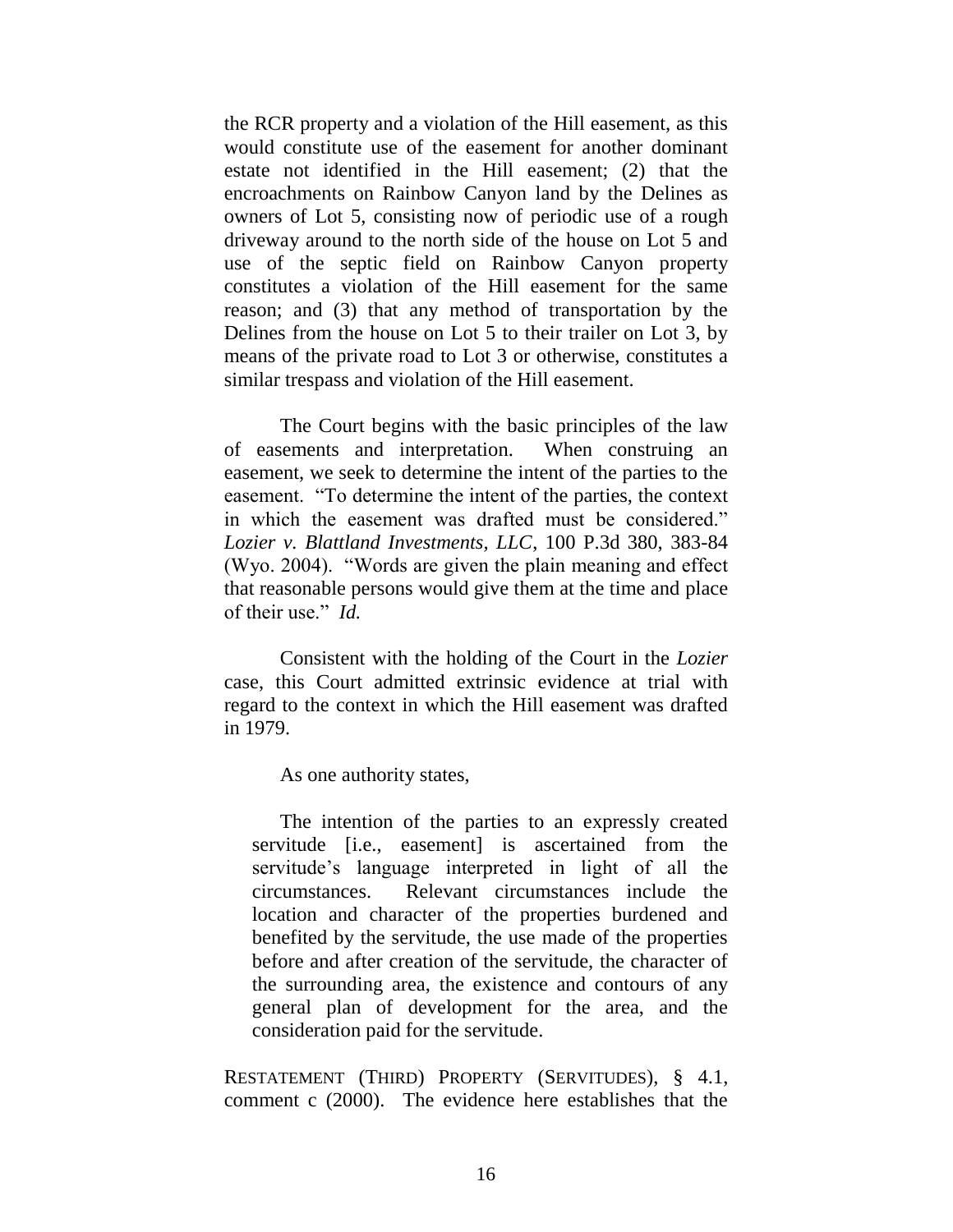the RCR property and a violation of the Hill easement, as this would constitute use of the easement for another dominant estate not identified in the Hill easement; (2) that the encroachments on Rainbow Canyon land by the Delines as owners of Lot 5, consisting now of periodic use of a rough driveway around to the north side of the house on Lot 5 and use of the septic field on Rainbow Canyon property constitutes a violation of the Hill easement for the same reason; and (3) that any method of transportation by the Delines from the house on Lot 5 to their trailer on Lot 3, by means of the private road to Lot 3 or otherwise, constitutes a similar trespass and violation of the Hill easement.

The Court begins with the basic principles of the law of easements and interpretation. When construing an easement, we seek to determine the intent of the parties to the easement. "To determine the intent of the parties, the context in which the easement was drafted must be considered." *Lozier v. Blattland Investments, LLC*, 100 P.3d 380, 383-84 (Wyo. 2004). "Words are given the plain meaning and effect that reasonable persons would give them at the time and place of their use." *Id.*

Consistent with the holding of the Court in the *Lozier* case, this Court admitted extrinsic evidence at trial with regard to the context in which the Hill easement was drafted in 1979.

As one authority states,

> The intention of the parties to an expressly created servitude [i.e., easement] is ascertained from the servitude's language interpreted in light of all the circumstances. Relevant circumstances include the location and character of the properties burdened and benefited by the servitude, the use made of the properties before and after creation of the servitude, the character of the surrounding area, the existence and contours of any general plan of development for the area, and the consideration paid for the servitude.

RESTATEMENT (THIRD) PROPERTY (SERVITUDES), § 4.1, comment c (2000). The evidence here establishes that the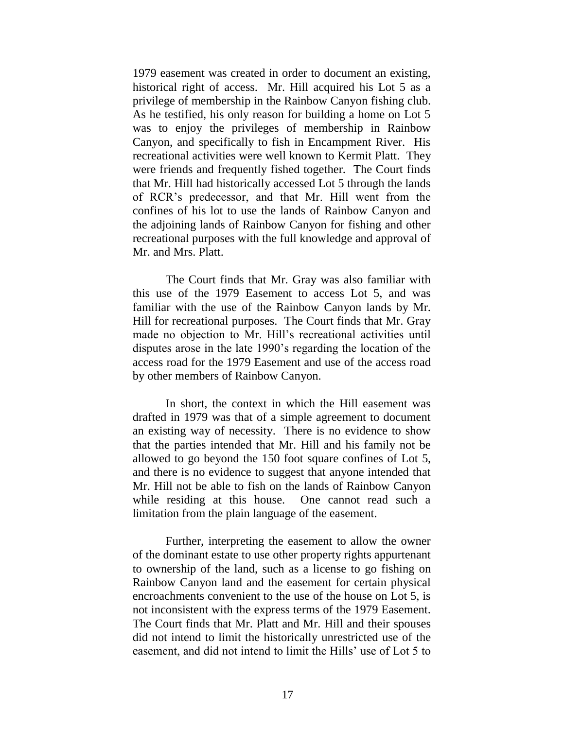1979 easement was created in order to document an existing, historical right of access. Mr. Hill acquired his Lot 5 as a privilege of membership in the Rainbow Canyon fishing club. As he testified, his only reason for building a home on Lot 5 was to enjoy the privileges of membership in Rainbow Canyon, and specifically to fish in Encampment River. His recreational activities were well known to Kermit Platt. They were friends and frequently fished together. The Court finds that Mr. Hill had historically accessed Lot 5 through the lands of RCR's predecessor, and that Mr. Hill went from the confines of his lot to use the lands of Rainbow Canyon and the adjoining lands of Rainbow Canyon for fishing and other recreational purposes with the full knowledge and approval of Mr. and Mrs. Platt.

The Court finds that Mr. Gray was also familiar with this use of the 1979 Easement to access Lot 5, and was familiar with the use of the Rainbow Canyon lands by Mr. Hill for recreational purposes. The Court finds that Mr. Gray made no objection to Mr. Hill's recreational activities until disputes arose in the late 1990's regarding the location of the access road for the 1979 Easement and use of the access road by other members of Rainbow Canyon.

In short, the context in which the Hill easement was drafted in 1979 was that of a simple agreement to document an existing way of necessity. There is no evidence to show that the parties intended that Mr. Hill and his family not be allowed to go beyond the 150 foot square confines of Lot 5, and there is no evidence to suggest that anyone intended that Mr. Hill not be able to fish on the lands of Rainbow Canyon while residing at this house. One cannot read such a limitation from the plain language of the easement.

Further, interpreting the easement to allow the owner of the dominant estate to use other property rights appurtenant to ownership of the land, such as a license to go fishing on Rainbow Canyon land and the easement for certain physical encroachments convenient to the use of the house on Lot 5, is not inconsistent with the express terms of the 1979 Easement. The Court finds that Mr. Platt and Mr. Hill and their spouses did not intend to limit the historically unrestricted use of the easement, and did not intend to limit the Hills' use of Lot 5 to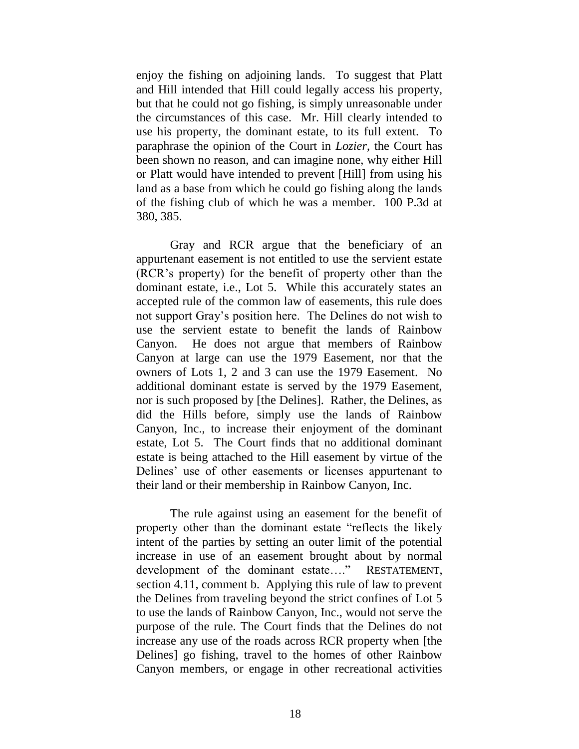enjoy the fishing on adjoining lands. To suggest that Platt and Hill intended that Hill could legally access his property, but that he could not go fishing, is simply unreasonable under the circumstances of this case. Mr. Hill clearly intended to use his property, the dominant estate, to its full extent. To paraphrase the opinion of the Court in *Lozier*, the Court has been shown no reason, and can imagine none, why either Hill or Platt would have intended to prevent [Hill] from using his land as a base from which he could go fishing along the lands of the fishing club of which he was a member. 100 P.3d at 380, 385.

Gray and RCR argue that the beneficiary of an appurtenant easement is not entitled to use the servient estate (RCR's property) for the benefit of property other than the dominant estate, i.e., Lot 5. While this accurately states an accepted rule of the common law of easements, this rule does not support Gray's position here. The Delines do not wish to use the servient estate to benefit the lands of Rainbow Canyon. He does not argue that members of Rainbow Canyon at large can use the 1979 Easement, nor that the owners of Lots 1, 2 and 3 can use the 1979 Easement. No additional dominant estate is served by the 1979 Easement, nor is such proposed by [the Delines]. Rather, the Delines, as did the Hills before, simply use the lands of Rainbow Canyon, Inc., to increase their enjoyment of the dominant estate, Lot 5. The Court finds that no additional dominant estate is being attached to the Hill easement by virtue of the Delines' use of other easements or licenses appurtenant to their land or their membership in Rainbow Canyon, Inc.

The rule against using an easement for the benefit of property other than the dominant estate "reflects the likely intent of the parties by setting an outer limit of the potential increase in use of an easement brought about by normal development of the dominant estate…." RESTATEMENT, section 4.11, comment b. Applying this rule of law to prevent the Delines from traveling beyond the strict confines of Lot 5 to use the lands of Rainbow Canyon, Inc., would not serve the purpose of the rule. The Court finds that the Delines do not increase any use of the roads across RCR property when [the Delines] go fishing, travel to the homes of other Rainbow Canyon members, or engage in other recreational activities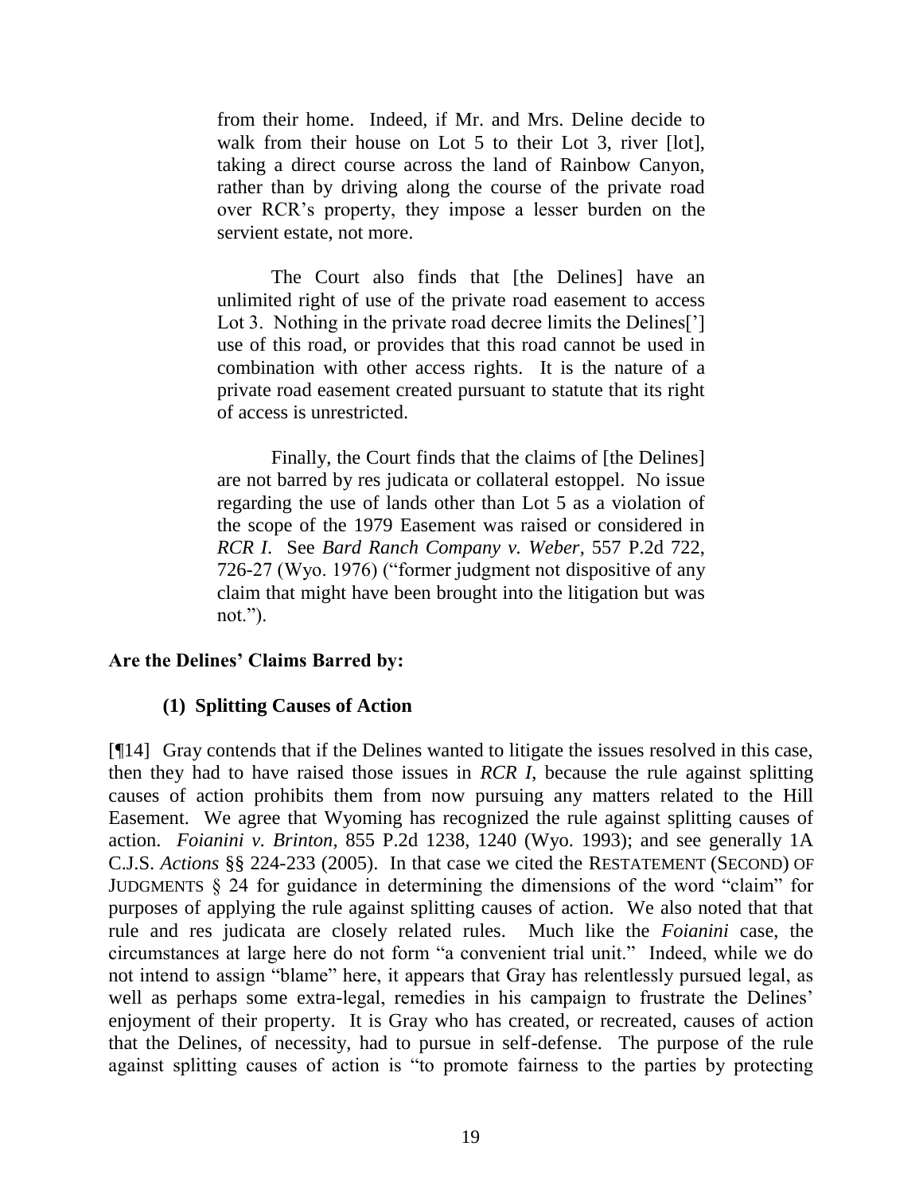> from their home. Indeed, if Mr. and Mrs. Deline decide to walk from their house on Lot 5 to their Lot 3, river [lot], taking a direct course across the land of Rainbow Canyon, rather than by driving along the course of the private road over RCR's property, they impose a lesser burden on the servient estate, not more.
>
> The Court also finds that [the Delines] have an unlimited right of use of the private road easement to access Lot 3. Nothing in the private road decree limits the Delines['] use of this road, or provides that this road cannot be used in combination with other access rights. It is the nature of a private road easement created pursuant to statute that its right of access is unrestricted.
>
> Finally, the Court finds that the claims of [the Delines] are not barred by res judicata or collateral estoppel. No issue regarding the use of lands other than Lot 5 as a violation of the scope of the 1979 Easement was raised or considered in *RCR I*. See *Bard Ranch Company v. Weber*, 557 P.2d 722, 726-27 (Wyo. 1976) ("former judgment not dispositive of any claim that might have been brought into the litigation but was not.").

**Are the Delines' Claims Barred by:**

**(1) Splitting Causes of Action**

[¶14] Gray contends that if the Delines wanted to litigate the issues resolved in this case, then they had to have raised those issues in *RCR I*, because the rule against splitting causes of action prohibits them from now pursuing any matters related to the Hill Easement. We agree that Wyoming has recognized the rule against splitting causes of action. *Foianini v. Brinton*, 855 P.2d 1238, 1240 (Wyo. 1993); and see generally 1A C.J.S. *Actions* §§ 224-233 (2005). In that case we cited the RESTATEMENT (SECOND) OF JUDGMENTS § 24 for guidance in determining the dimensions of the word "claim" for purposes of applying the rule against splitting causes of action. We also noted that that rule and res judicata are closely related rules. Much like the *Foianini* case, the circumstances at large here do not form "a convenient trial unit." Indeed, while we do not intend to assign "blame" here, it appears that Gray has relentlessly pursued legal, as well as perhaps some extra-legal, remedies in his campaign to frustrate the Delines' enjoyment of their property. It is Gray who has created, or recreated, causes of action that the Delines, of necessity, had to pursue in self-defense. The purpose of the rule against splitting causes of action is "to promote fairness to the parties by protecting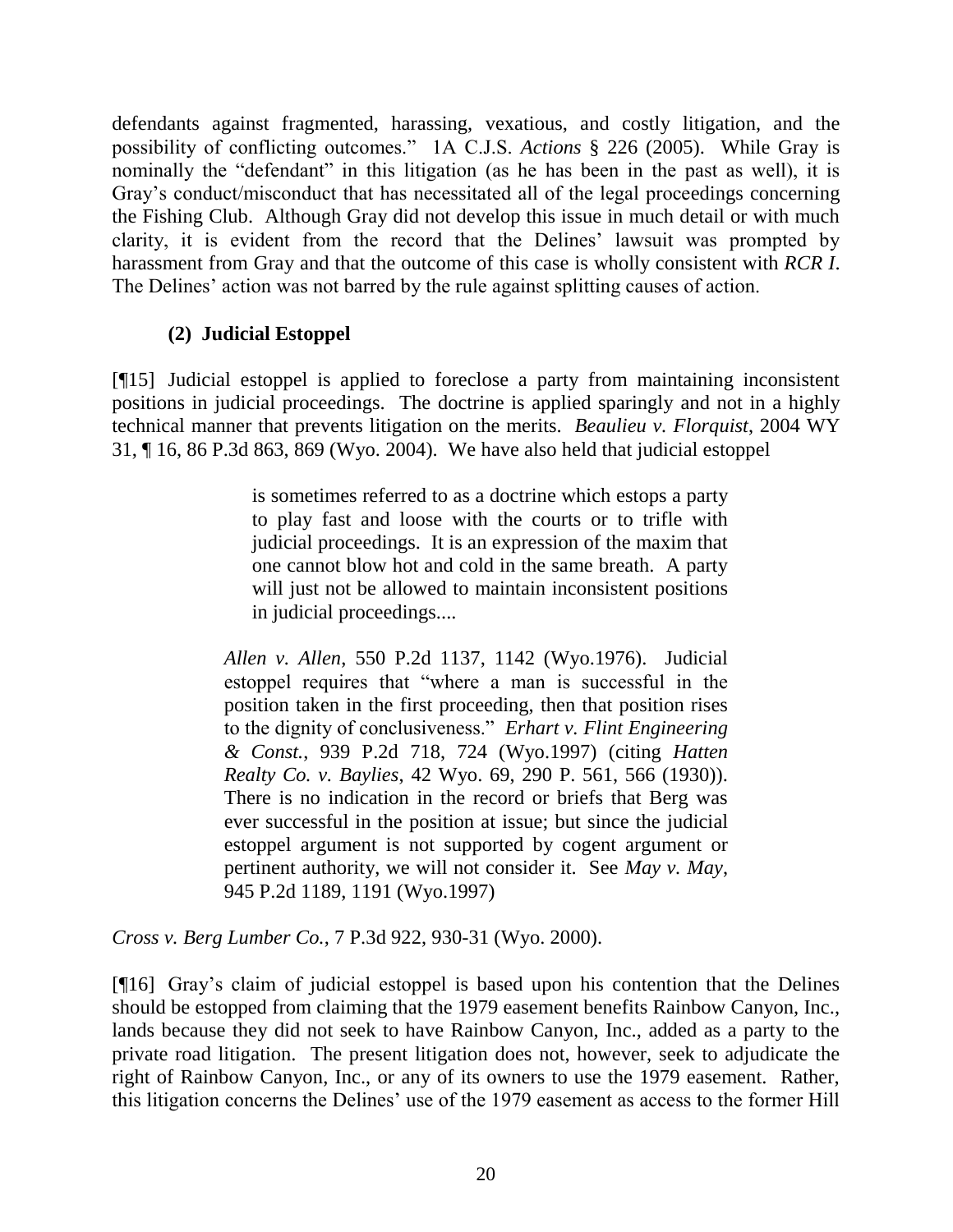defendants against fragmented, harassing, vexatious, and costly litigation, and the possibility of conflicting outcomes." 1A C.J.S. *Actions* § 226 (2005). While Gray is nominally the "defendant" in this litigation (as he has been in the past as well), it is Gray's conduct/misconduct that has necessitated all of the legal proceedings concerning the Fishing Club. Although Gray did not develop this issue in much detail or with much clarity, it is evident from the record that the Delines' lawsuit was prompted by harassment from Gray and that the outcome of this case is wholly consistent with *RCR I*. The Delines' action was not barred by the rule against splitting causes of action.

### (2) Judicial Estoppel

[¶15] Judicial estoppel is applied to foreclose a party from maintaining inconsistent positions in judicial proceedings. The doctrine is applied sparingly and not in a highly technical manner that prevents litigation on the merits. *Beaulieu v. Florquist*, 2004 WY 31, ¶ 16, 86 P.3d 863, 869 (Wyo. 2004). We have also held that judicial estoppel

> is sometimes referred to as a doctrine which estops a party to play fast and loose with the courts or to trifle with judicial proceedings. It is an expression of the maxim that one cannot blow hot and cold in the same breath. A party will just not be allowed to maintain inconsistent positions in judicial proceedings....
>
> *Allen v. Allen*, 550 P.2d 1137, 1142 (Wyo.1976). Judicial estoppel requires that "where a man is successful in the position taken in the first proceeding, then that position rises to the dignity of conclusiveness." *Erhart v. Flint Engineering & Const.*, 939 P.2d 718, 724 (Wyo.1997) (citing *Hatten Realty Co. v. Baylies*, 42 Wyo. 69, 290 P. 561, 566 (1930)). There is no indication in the record or briefs that Berg was ever successful in the position at issue; but since the judicial estoppel argument is not supported by cogent argument or pertinent authority, we will not consider it. See *May v. May*, 945 P.2d 1189, 1191 (Wyo.1997)

*Cross v. Berg Lumber Co.*, 7 P.3d 922, 930-31 (Wyo. 2000).

[¶16] Gray's claim of judicial estoppel is based upon his contention that the Delines should be estopped from claiming that the 1979 easement benefits Rainbow Canyon, Inc., lands because they did not seek to have Rainbow Canyon, Inc., added as a party to the private road litigation. The present litigation does not, however, seek to adjudicate the right of Rainbow Canyon, Inc., or any of its owners to use the 1979 easement. Rather, this litigation concerns the Delines' use of the 1979 easement as access to the former Hill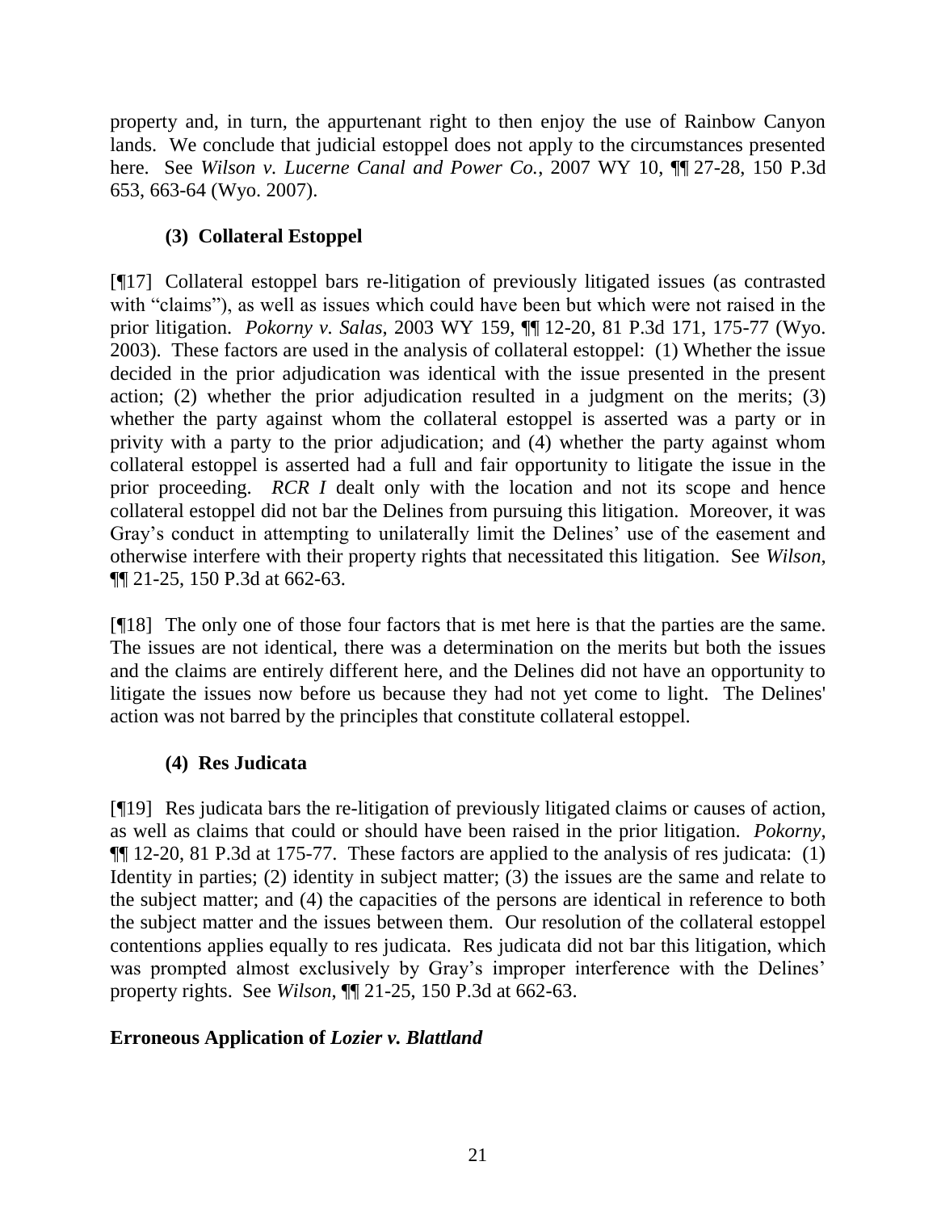property and, in turn, the appurtenant right to then enjoy the use of Rainbow Canyon lands. We conclude that judicial estoppel does not apply to the circumstances presented here. See *Wilson v. Lucerne Canal and Power Co.*, 2007 WY 10, ¶¶ 27-28, 150 P.3d 653, 663-64 (Wyo. 2007).

### (3) Collateral Estoppel

[¶17] Collateral estoppel bars re-litigation of previously litigated issues (as contrasted with "claims"), as well as issues which could have been but which were not raised in the prior litigation. *Pokorny v. Salas*, 2003 WY 159, ¶¶ 12-20, 81 P.3d 171, 175-77 (Wyo. 2003). These factors are used in the analysis of collateral estoppel: (1) Whether the issue decided in the prior adjudication was identical with the issue presented in the present action; (2) whether the prior adjudication resulted in a judgment on the merits; (3) whether the party against whom the collateral estoppel is asserted was a party or in privity with a party to the prior adjudication; and (4) whether the party against whom collateral estoppel is asserted had a full and fair opportunity to litigate the issue in the prior proceeding. *RCR I* dealt only with the location and not its scope and hence collateral estoppel did not bar the Delines from pursuing this litigation. Moreover, it was Gray's conduct in attempting to unilaterally limit the Delines' use of the easement and otherwise interfere with their property rights that necessitated this litigation. See *Wilson*, ¶¶ 21-25, 150 P.3d at 662-63.

[¶18] The only one of those four factors that is met here is that the parties are the same. The issues are not identical, there was a determination on the merits but both the issues and the claims are entirely different here, and the Delines did not have an opportunity to litigate the issues now before us because they had not yet come to light. The Delines' action was not barred by the principles that constitute collateral estoppel.

### (4) Res Judicata

[¶19] Res judicata bars the re-litigation of previously litigated claims or causes of action, as well as claims that could or should have been raised in the prior litigation. *Pokorny*, ¶¶ 12-20, 81 P.3d at 175-77. These factors are applied to the analysis of res judicata: (1) Identity in parties; (2) identity in subject matter; (3) the issues are the same and relate to the subject matter; and (4) the capacities of the persons are identical in reference to both the subject matter and the issues between them. Our resolution of the collateral estoppel contentions applies equally to res judicata. Res judicata did not bar this litigation, which was prompted almost exclusively by Gray's improper interference with the Delines' property rights. See *Wilson*, ¶¶ 21-25, 150 P.3d at 662-63.

## Erroneous Application of *Lozier v. Blattland*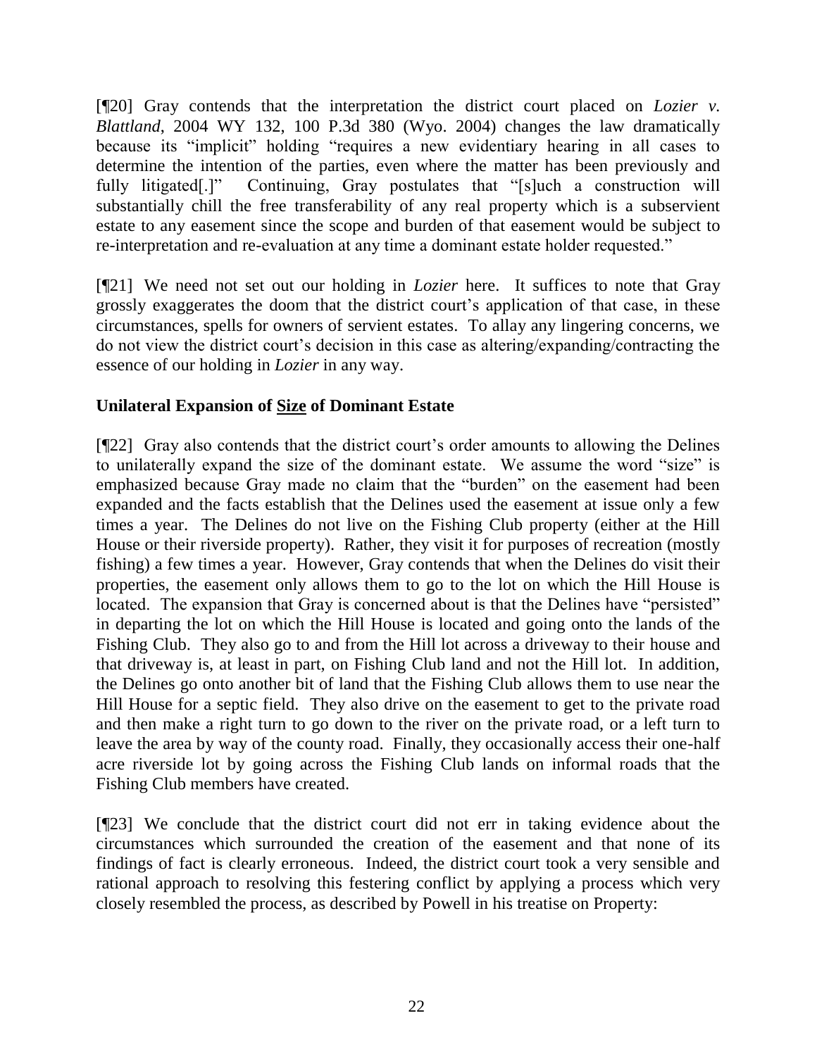[¶20] Gray contends that the interpretation the district court placed on *Lozier v. Blattland*, 2004 WY 132, 100 P.3d 380 (Wyo. 2004) changes the law dramatically because its "implicit" holding "requires a new evidentiary hearing in all cases to determine the intention of the parties, even where the matter has been previously and fully litigated[.]" Continuing, Gray postulates that "[s]uch a construction will substantially chill the free transferability of any real property which is a subservient estate to any easement since the scope and burden of that easement would be subject to re-interpretation and re-evaluation at any time a dominant estate holder requested."

[¶21] We need not set out our holding in *Lozier* here. It suffices to note that Gray grossly exaggerates the doom that the district court's application of that case, in these circumstances, spells for owners of servient estates. To allay any lingering concerns, we do not view the district court's decision in this case as altering/expanding/contracting the essence of our holding in *Lozier* in any way.

**Unilateral Expansion of Size of Dominant Estate**

[¶22] Gray also contends that the district court's order amounts to allowing the Delines to unilaterally expand the size of the dominant estate. We assume the word "size" is emphasized because Gray made no claim that the "burden" on the easement had been expanded and the facts establish that the Delines used the easement at issue only a few times a year. The Delines do not live on the Fishing Club property (either at the Hill House or their riverside property). Rather, they visit it for purposes of recreation (mostly fishing) a few times a year. However, Gray contends that when the Delines do visit their properties, the easement only allows them to go to the lot on which the Hill House is located. The expansion that Gray is concerned about is that the Delines have "persisted" in departing the lot on which the Hill House is located and going onto the lands of the Fishing Club. They also go to and from the Hill lot across a driveway to their house and that driveway is, at least in part, on Fishing Club land and not the Hill lot. In addition, the Delines go onto another bit of land that the Fishing Club allows them to use near the Hill House for a septic field. They also drive on the easement to get to the private road and then make a right turn to go down to the river on the private road, or a left turn to leave the area by way of the county road. Finally, they occasionally access their one-half acre riverside lot by going across the Fishing Club lands on informal roads that the Fishing Club members have created.

[¶23] We conclude that the district court did not err in taking evidence about the circumstances which surrounded the creation of the easement and that none of its findings of fact is clearly erroneous. Indeed, the district court took a very sensible and rational approach to resolving this festering conflict by applying a process which very closely resembled the process, as described by Powell in his treatise on Property: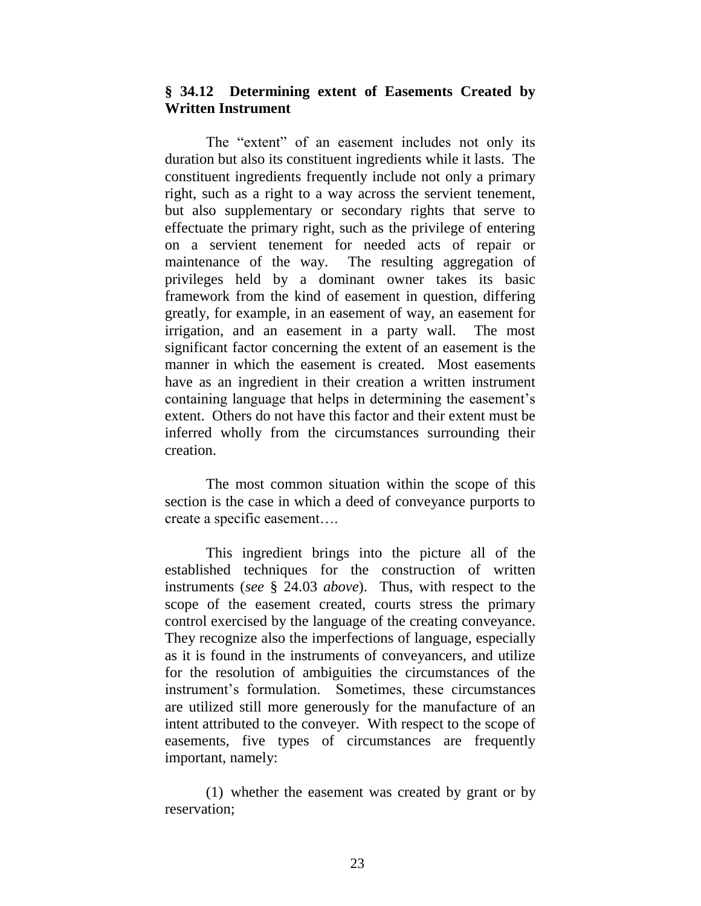### § 34.12 Determining extent of Easements Created by Written Instrument

The "extent" of an easement includes not only its duration but also its constituent ingredients while it lasts. The constituent ingredients frequently include not only a primary right, such as a right to a way across the servient tenement, but also supplementary or secondary rights that serve to effectuate the primary right, such as the privilege of entering on a servient tenement for needed acts of repair or maintenance of the way. The resulting aggregation of privileges held by a dominant owner takes its basic framework from the kind of easement in question, differing greatly, for example, in an easement of way, an easement for irrigation, and an easement in a party wall. The most significant factor concerning the extent of an easement is the manner in which the easement is created. Most easements have as an ingredient in their creation a written instrument containing language that helps in determining the easement's extent. Others do not have this factor and their extent must be inferred wholly from the circumstances surrounding their creation.

The most common situation within the scope of this section is the case in which a deed of conveyance purports to create a specific easement….

This ingredient brings into the picture all of the established techniques for the construction of written instruments (*see* § 24.03 *above*). Thus, with respect to the scope of the easement created, courts stress the primary control exercised by the language of the creating conveyance. They recognize also the imperfections of language, especially as it is found in the instruments of conveyancers, and utilize for the resolution of ambiguities the circumstances of the instrument's formulation. Sometimes, these circumstances are utilized still more generously for the manufacture of an intent attributed to the conveyer. With respect to the scope of easements, five types of circumstances are frequently important, namely:

(1) whether the easement was created by grant or by reservation;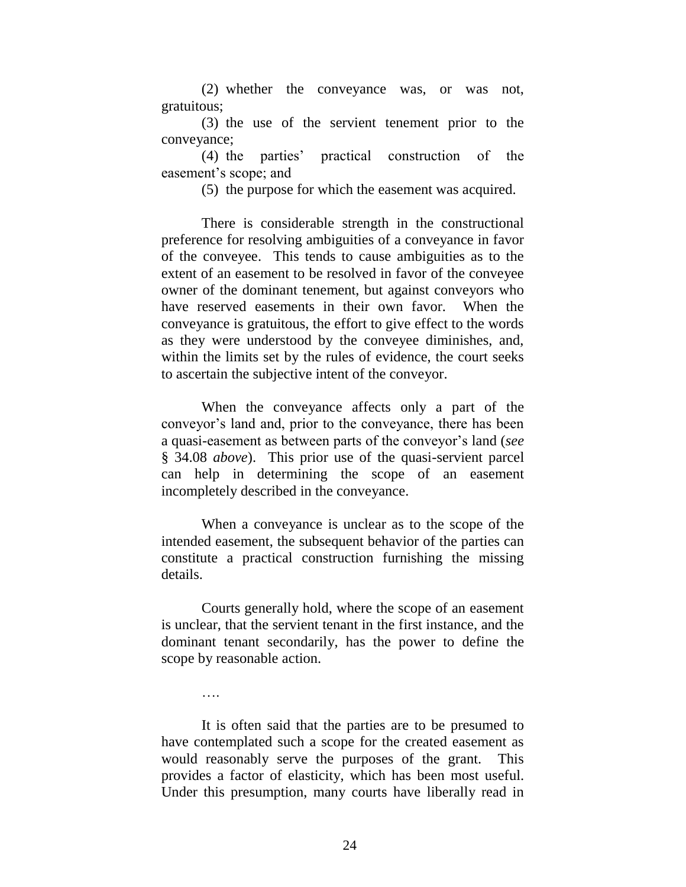(2) whether the conveyance was, or was not, gratuitous;

(3) the use of the servient tenement prior to the conveyance;

(4) the parties' practical construction of the easement's scope; and

(5) the purpose for which the easement was acquired.

There is considerable strength in the constructional preference for resolving ambiguities of a conveyance in favor of the conveyee. This tends to cause ambiguities as to the extent of an easement to be resolved in favor of the conveyee owner of the dominant tenement, but against conveyors who have reserved easements in their own favor. When the conveyance is gratuitous, the effort to give effect to the words as they were understood by the conveyee diminishes, and, within the limits set by the rules of evidence, the court seeks to ascertain the subjective intent of the conveyor.

When the conveyance affects only a part of the conveyor's land and, prior to the conveyance, there has been a quasi-easement as between parts of the conveyor's land (*see* § 34.08 *above*). This prior use of the quasi-servient parcel can help in determining the scope of an easement incompletely described in the conveyance.

When a conveyance is unclear as to the scope of the intended easement, the subsequent behavior of the parties can constitute a practical construction furnishing the missing details.

Courts generally hold, where the scope of an easement is unclear, that the servient tenant in the first instance, and the dominant tenant secondarily, has the power to define the scope by reasonable action.

….

It is often said that the parties are to be presumed to have contemplated such a scope for the created easement as would reasonably serve the purposes of the grant. This provides a factor of elasticity, which has been most useful. Under this presumption, many courts have liberally read in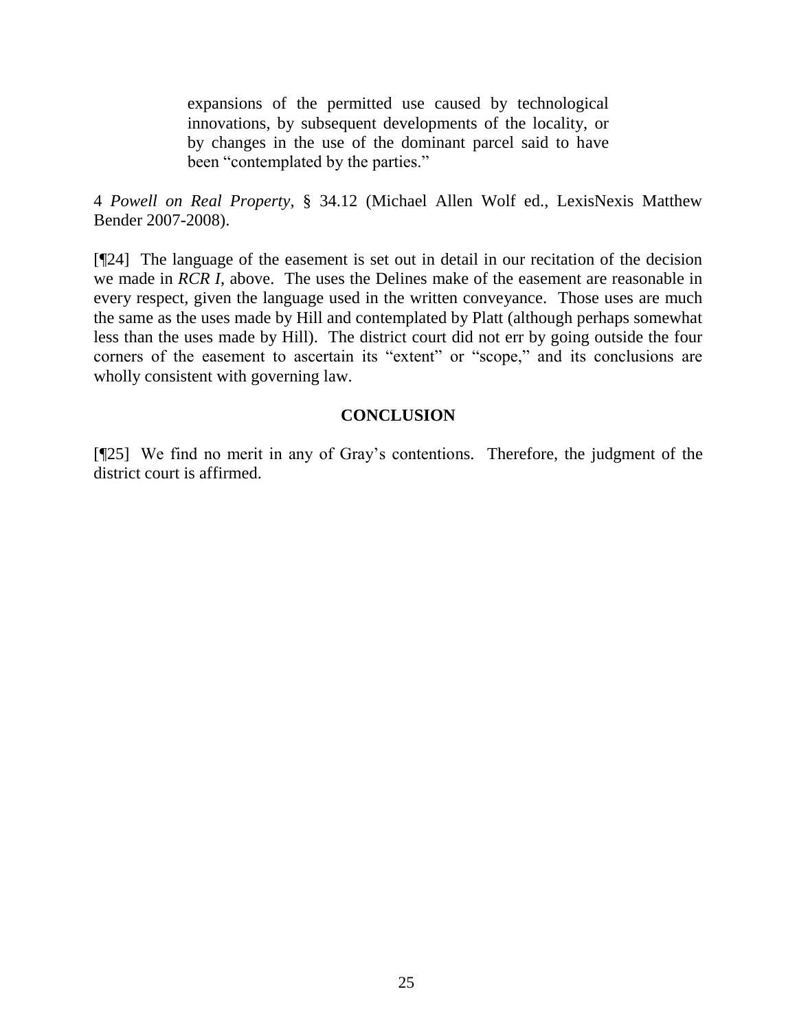> expansions of the permitted use caused by technological innovations, by subsequent developments of the locality, or by changes in the use of the dominant parcel said to have been "contemplated by the parties."

4 *Powell on Real Property*, § 34.12 (Michael Allen Wolf ed., LexisNexis Matthew Bender 2007-2008).

[¶24] The language of the easement is set out in detail in our recitation of the decision we made in *RCR I*, above. The uses the Delines make of the easement are reasonable in every respect, given the language used in the written conveyance. Those uses are much the same as the uses made by Hill and contemplated by Platt (although perhaps somewhat less than the uses made by Hill). The district court did not err by going outside the four corners of the easement to ascertain its "extent" or "scope," and its conclusions are wholly consistent with governing law.

## CONCLUSION

[¶25] We find no merit in any of Gray's contentions. Therefore, the judgment of the district court is affirmed.